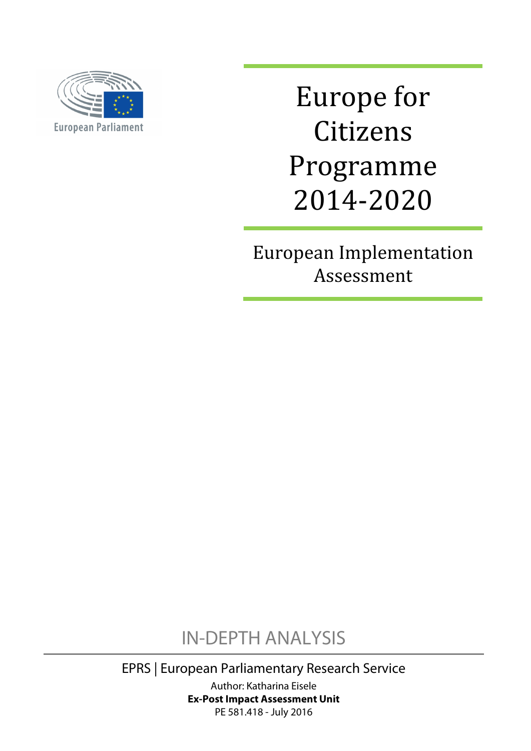European Parliament

# Europe for Citizens Programme 2014-2020

## European Implementation Assessment

IN-DEPTH ANALYSIS

EPRS | European Parliamentary Research Service

Author: Katharina Eisele

**Ex-Post Impact Assessment Unit**

PE 581.418 - July 2016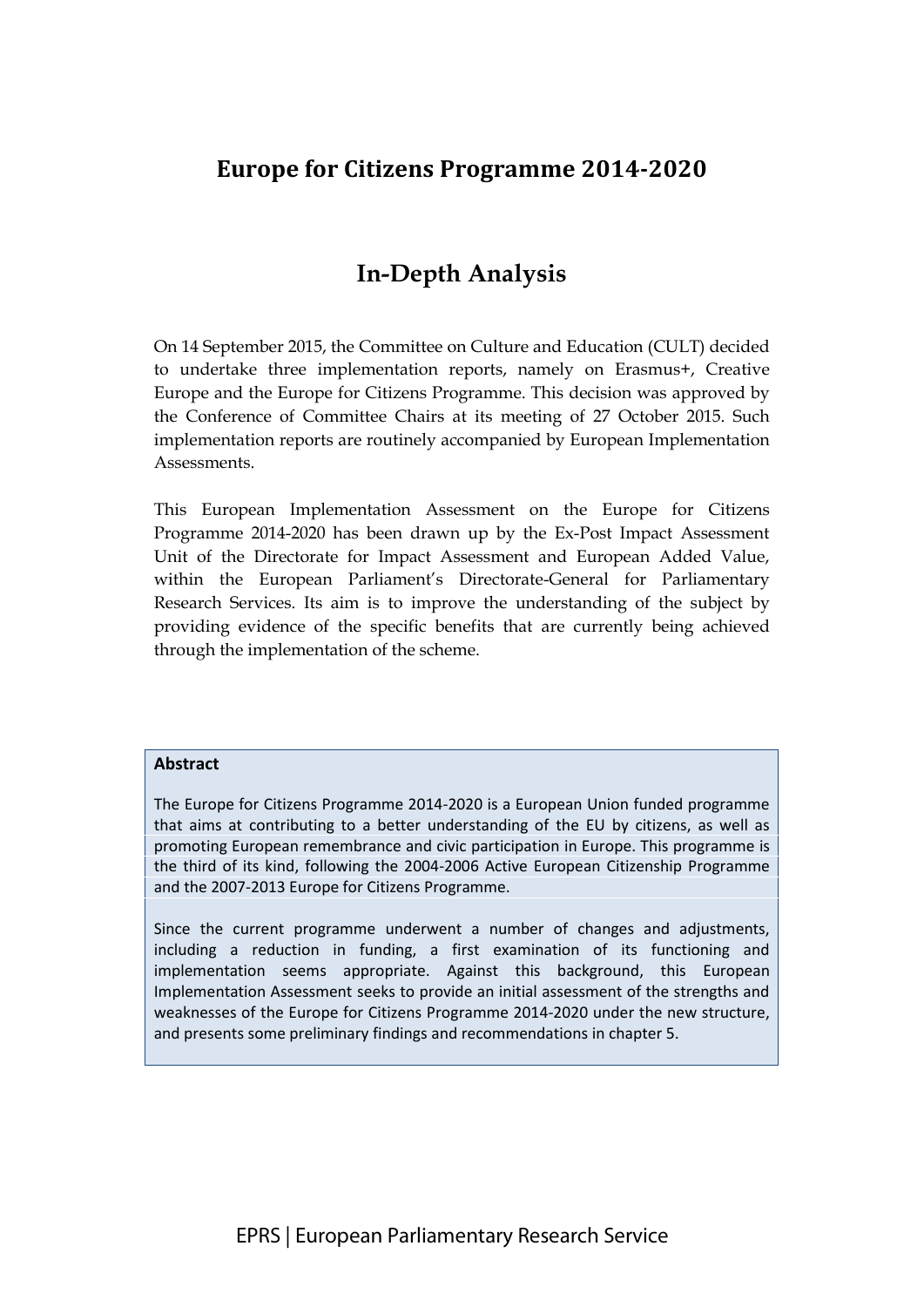# Europe for Citizens Programme 2014-2020

## In-Depth Analysis

On 14 September 2015, the Committee on Culture and Education (CULT) decided to undertake three implementation reports, namely on Erasmus+, Creative Europe and the Europe for Citizens Programme. This decision was approved by the Conference of Committee Chairs at its meeting of 27 October 2015. Such implementation reports are routinely accompanied by European Implementation Assessments.

This European Implementation Assessment on the Europe for Citizens Programme 2014-2020 has been drawn up by the Ex-Post Impact Assessment Unit of the Directorate for Impact Assessment and European Added Value, within the European Parliament's Directorate-General for Parliamentary Research Services. Its aim is to improve the understanding of the subject by providing evidence of the specific benefits that are currently being achieved through the implementation of the scheme.

**Abstract**

The Europe for Citizens Programme 2014-2020 is a European Union funded programme that aims at contributing to a better understanding of the EU by citizens, as well as promoting European remembrance and civic participation in Europe. This programme is the third of its kind, following the 2004-2006 Active European Citizenship Programme and the 2007-2013 Europe for Citizens Programme.

Since the current programme underwent a number of changes and adjustments, including a reduction in funding, a first examination of its functioning and implementation seems appropriate. Against this background, this European Implementation Assessment seeks to provide an initial assessment of the strengths and weaknesses of the Europe for Citizens Programme 2014-2020 under the new structure, and presents some preliminary findings and recommendations in chapter 5.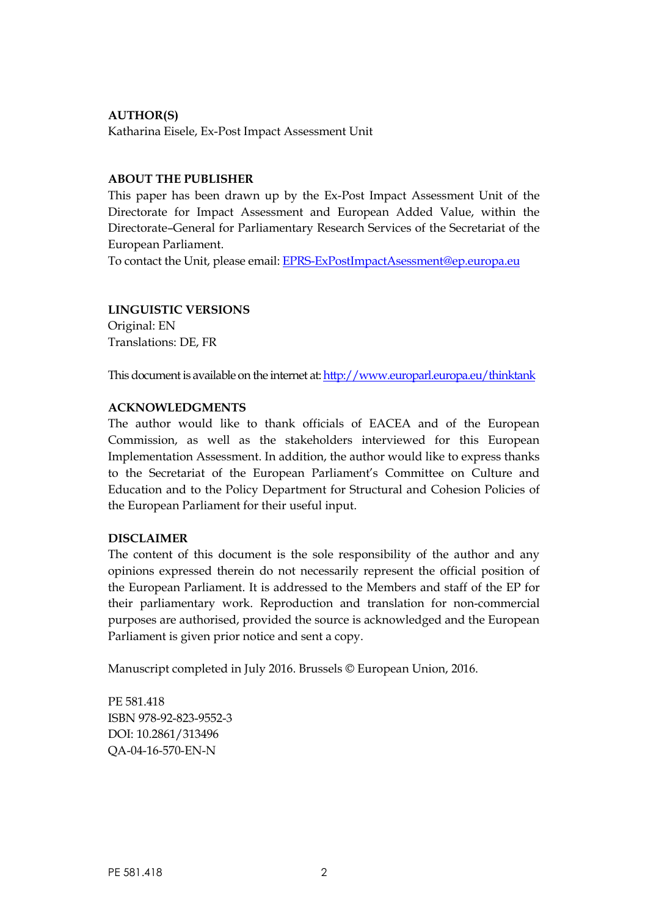**AUTHOR(S)**

Katharina Eisele, Ex-Post Impact Assessment Unit

**ABOUT THE PUBLISHER**

This paper has been drawn up by the Ex-Post Impact Assessment Unit of the Directorate for Impact Assessment and European Added Value, within the Directorate–General for Parliamentary Research Services of the Secretariat of the European Parliament.

To contact the Unit, please email: EPRS-ExPostImpactAsessment@ep.europa.eu

**LINGUISTIC VERSIONS**

Original: EN

Translations: DE, FR

This document is available on the internet at: http://www.europarl.europa.eu/thinktank

**ACKNOWLEDGMENTS**

The author would like to thank officials of EACEA and of the European Commission, as well as the stakeholders interviewed for this European Implementation Assessment. In addition, the author would like to express thanks to the Secretariat of the European Parliament's Committee on Culture and Education and to the Policy Department for Structural and Cohesion Policies of the European Parliament for their useful input.

**DISCLAIMER**

The content of this document is the sole responsibility of the author and any opinions expressed therein do not necessarily represent the official position of the European Parliament. It is addressed to the Members and staff of the EP for their parliamentary work. Reproduction and translation for non-commercial purposes are authorised, provided the source is acknowledged and the European Parliament is given prior notice and sent a copy.

Manuscript completed in July 2016. Brussels © European Union, 2016.

PE 581.418
ISBN 978-92-823-9552-3
DOI: 10.2861/313496
QA-04-16-570-EN-N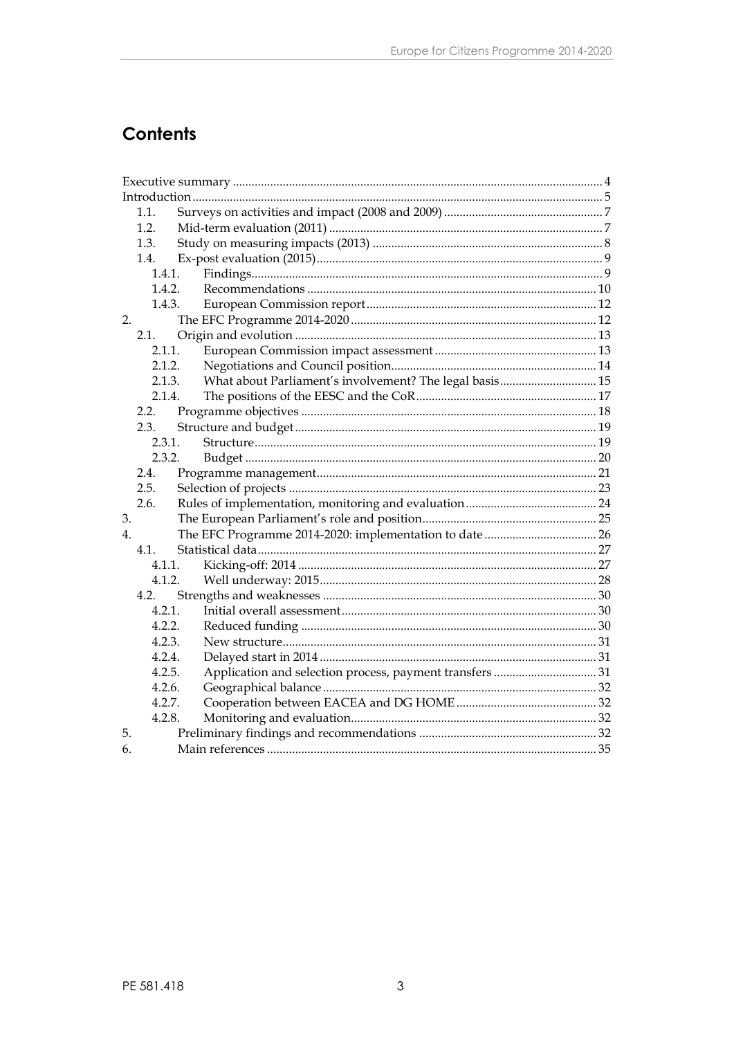## Contents

Executive summary ... 4
Introduction ... 5
- 1.1. Surveys on activities and impact (2008 and 2009) ... 7
- 1.2. Mid-term evaluation (2011) ... 7
- 1.3. Study on measuring impacts (2013) ... 8
- 1.4. Ex-post evaluation (2015) ... 9
  - 1.4.1. Findings ... 9
  - 1.4.2. Recommendations ... 10
  - 1.4.3. European Commission report ... 12

2. The EFC Programme 2014-2020 ... 12
   - 2.1. Origin and evolution ... 13
     - 2.1.1. European Commission impact assessment ... 13
     - 2.1.2. Negotiations and Council position ... 14
     - 2.1.3. What about Parliament's involvement? The legal basis ... 15
     - 2.1.4. The positions of the EESC and the CoR ... 17
   - 2.2. Programme objectives ... 18
   - 2.3. Structure and budget ... 19
     - 2.3.1. Structure ... 19
     - 2.3.2. Budget ... 20
   - 2.4. Programme management ... 21
   - 2.5. Selection of projects ... 23
   - 2.6. Rules of implementation, monitoring and evaluation ... 24
3. The European Parliament's role and position ... 25
4. The EFC Programme 2014-2020: implementation to date ... 26
   - 4.1. Statistical data ... 27
     - 4.1.1. Kicking-off: 2014 ... 27
     - 4.1.2. Well underway: 2015 ... 28
   - 4.2. Strengths and weaknesses ... 30
     - 4.2.1. Initial overall assessment ... 30
     - 4.2.2. Reduced funding ... 30
     - 4.2.3. New structure ... 31
     - 4.2.4. Delayed start in 2014 ... 31
     - 4.2.5. Application and selection process, payment transfers ... 31
     - 4.2.6. Geographical balance ... 32
     - 4.2.7. Cooperation between EACEA and DG HOME ... 32
     - 4.2.8. Monitoring and evaluation ... 32
5. Preliminary findings and recommendations ... 32
6. Main references ... 35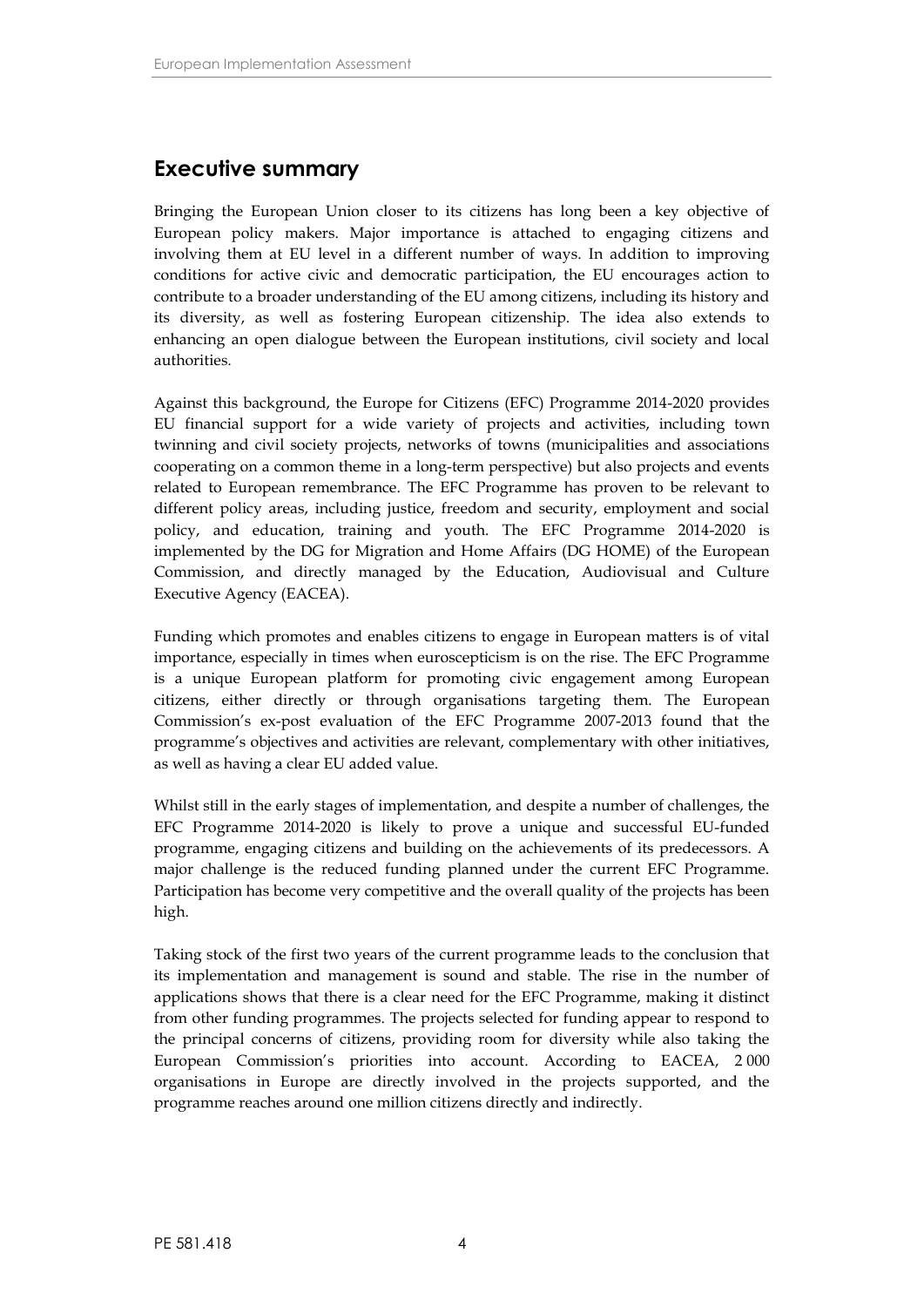## Executive summary

Bringing the European Union closer to its citizens has long been a key objective of European policy makers. Major importance is attached to engaging citizens and involving them at EU level in a different number of ways. In addition to improving conditions for active civic and democratic participation, the EU encourages action to contribute to a broader understanding of the EU among citizens, including its history and its diversity, as well as fostering European citizenship. The idea also extends to enhancing an open dialogue between the European institutions, civil society and local authorities.

Against this background, the Europe for Citizens (EFC) Programme 2014-2020 provides EU financial support for a wide variety of projects and activities, including town twinning and civil society projects, networks of towns (municipalities and associations cooperating on a common theme in a long-term perspective) but also projects and events related to European remembrance. The EFC Programme has proven to be relevant to different policy areas, including justice, freedom and security, employment and social policy, and education, training and youth. The EFC Programme 2014-2020 is implemented by the DG for Migration and Home Affairs (DG HOME) of the European Commission, and directly managed by the Education, Audiovisual and Culture Executive Agency (EACEA).

Funding which promotes and enables citizens to engage in European matters is of vital importance, especially in times when euroscepticism is on the rise. The EFC Programme is a unique European platform for promoting civic engagement among European citizens, either directly or through organisations targeting them. The European Commission's ex-post evaluation of the EFC Programme 2007-2013 found that the programme's objectives and activities are relevant, complementary with other initiatives, as well as having a clear EU added value.

Whilst still in the early stages of implementation, and despite a number of challenges, the EFC Programme 2014-2020 is likely to prove a unique and successful EU-funded programme, engaging citizens and building on the achievements of its predecessors. A major challenge is the reduced funding planned under the current EFC Programme. Participation has become very competitive and the overall quality of the projects has been high.

Taking stock of the first two years of the current programme leads to the conclusion that its implementation and management is sound and stable. The rise in the number of applications shows that there is a clear need for the EFC Programme, making it distinct from other funding programmes. The projects selected for funding appear to respond to the principal concerns of citizens, providing room for diversity while also taking the European Commission's priorities into account. According to EACEA, 2 000 organisations in Europe are directly involved in the projects supported, and the programme reaches around one million citizens directly and indirectly.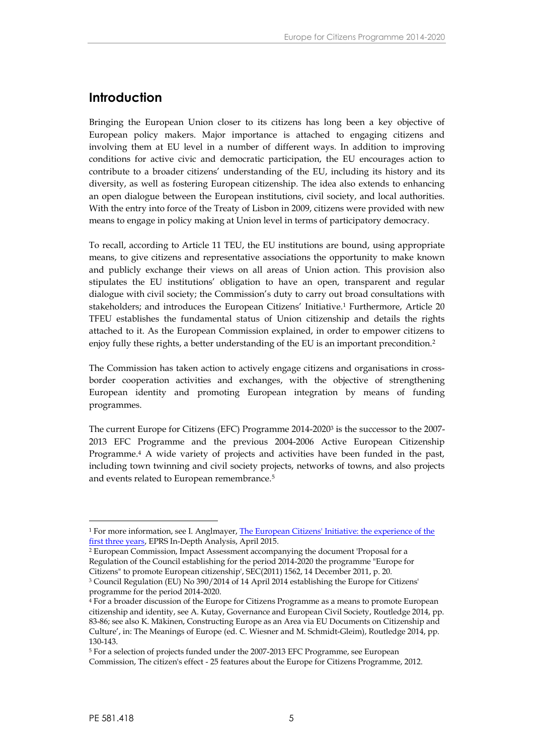## Introduction

Bringing the European Union closer to its citizens has long been a key objective of European policy makers. Major importance is attached to engaging citizens and involving them at EU level in a number of different ways. In addition to improving conditions for active civic and democratic participation, the EU encourages action to contribute to a broader citizens' understanding of the EU, including its history and its diversity, as well as fostering European citizenship. The idea also extends to enhancing an open dialogue between the European institutions, civil society, and local authorities. With the entry into force of the Treaty of Lisbon in 2009, citizens were provided with new means to engage in policy making at Union level in terms of participatory democracy.

To recall, according to Article 11 TEU, the EU institutions are bound, using appropriate means, to give citizens and representative associations the opportunity to make known and publicly exchange their views on all areas of Union action. This provision also stipulates the EU institutions' obligation to have an open, transparent and regular dialogue with civil society; the Commission's duty to carry out broad consultations with stakeholders; and introduces the European Citizens' Initiative.[1] Furthermore, Article 20 TFEU establishes the fundamental status of Union citizenship and details the rights attached to it. As the European Commission explained, in order to empower citizens to enjoy fully these rights, a better understanding of the EU is an important precondition.[2]

The Commission has taken action to actively engage citizens and organisations in cross-border cooperation activities and exchanges, with the objective of strengthening European identity and promoting European integration by means of funding programmes.

The current Europe for Citizens (EFC) Programme 2014-2020[3] is the successor to the 2007-2013 EFC Programme and the previous 2004-2006 Active European Citizenship Programme.[4] A wide variety of projects and activities have been funded in the past, including town twinning and civil society projects, networks of towns, and also projects and events related to European remembrance.[5]

---

[1] For more information, see I. Anglmayer, The European Citizens' Initiative: the experience of the first three years, EPRS In-Depth Analysis, April 2015.

[2] European Commission, Impact Assessment accompanying the document 'Proposal for a Regulation of the Council establishing for the period 2014-2020 the programme "Europe for Citizens" to promote European citizenship', SEC(2011) 1562, 14 December 2011, p. 20.

[3] Council Regulation (EU) No 390/2014 of 14 April 2014 establishing the Europe for Citizens' programme for the period 2014-2020.

[4] For a broader discussion of the Europe for Citizens Programme as a means to promote European citizenship and identity, see A. Kutay, Governance and European Civil Society, Routledge 2014, pp. 83-86; see also K. Mäkinen, Constructing Europe as an Area via EU Documents on Citizenship and Culture', in: The Meanings of Europe (ed. C. Wiesner and M. Schmidt-Gleim), Routledge 2014, pp. 130-143.

[5] For a selection of projects funded under the 2007-2013 EFC Programme, see European Commission, The citizen's effect - 25 features about the Europe for Citizens Programme, 2012.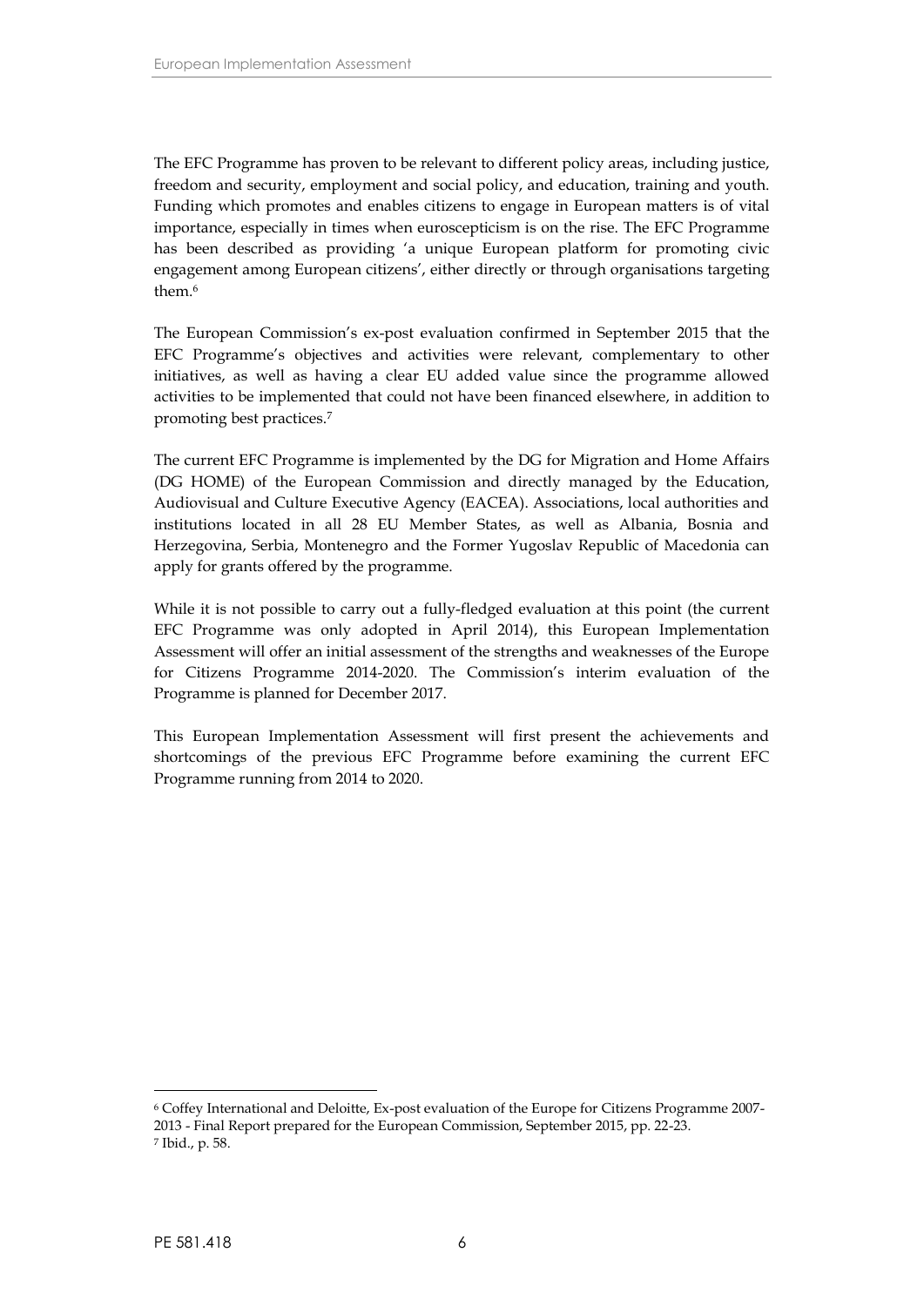The EFC Programme has proven to be relevant to different policy areas, including justice, freedom and security, employment and social policy, and education, training and youth. Funding which promotes and enables citizens to engage in European matters is of vital importance, especially in times when euroscepticism is on the rise. The EFC Programme has been described as providing 'a unique European platform for promoting civic engagement among European citizens', either directly or through organisations targeting them.[6]

The European Commission's ex-post evaluation confirmed in September 2015 that the EFC Programme's objectives and activities were relevant, complementary to other initiatives, as well as having a clear EU added value since the programme allowed activities to be implemented that could not have been financed elsewhere, in addition to promoting best practices.[7]

The current EFC Programme is implemented by the DG for Migration and Home Affairs (DG HOME) of the European Commission and directly managed by the Education, Audiovisual and Culture Executive Agency (EACEA). Associations, local authorities and institutions located in all 28 EU Member States, as well as Albania, Bosnia and Herzegovina, Serbia, Montenegro and the Former Yugoslav Republic of Macedonia can apply for grants offered by the programme.

While it is not possible to carry out a fully-fledged evaluation at this point (the current EFC Programme was only adopted in April 2014), this European Implementation Assessment will offer an initial assessment of the strengths and weaknesses of the Europe for Citizens Programme 2014-2020. The Commission's interim evaluation of the Programme is planned for December 2017.

This European Implementation Assessment will first present the achievements and shortcomings of the previous EFC Programme before examining the current EFC Programme running from 2014 to 2020.

---

[6] Coffey International and Deloitte, Ex-post evaluation of the Europe for Citizens Programme 2007-2013 - Final Report prepared for the European Commission, September 2015, pp. 22-23.

[7] Ibid., p. 58.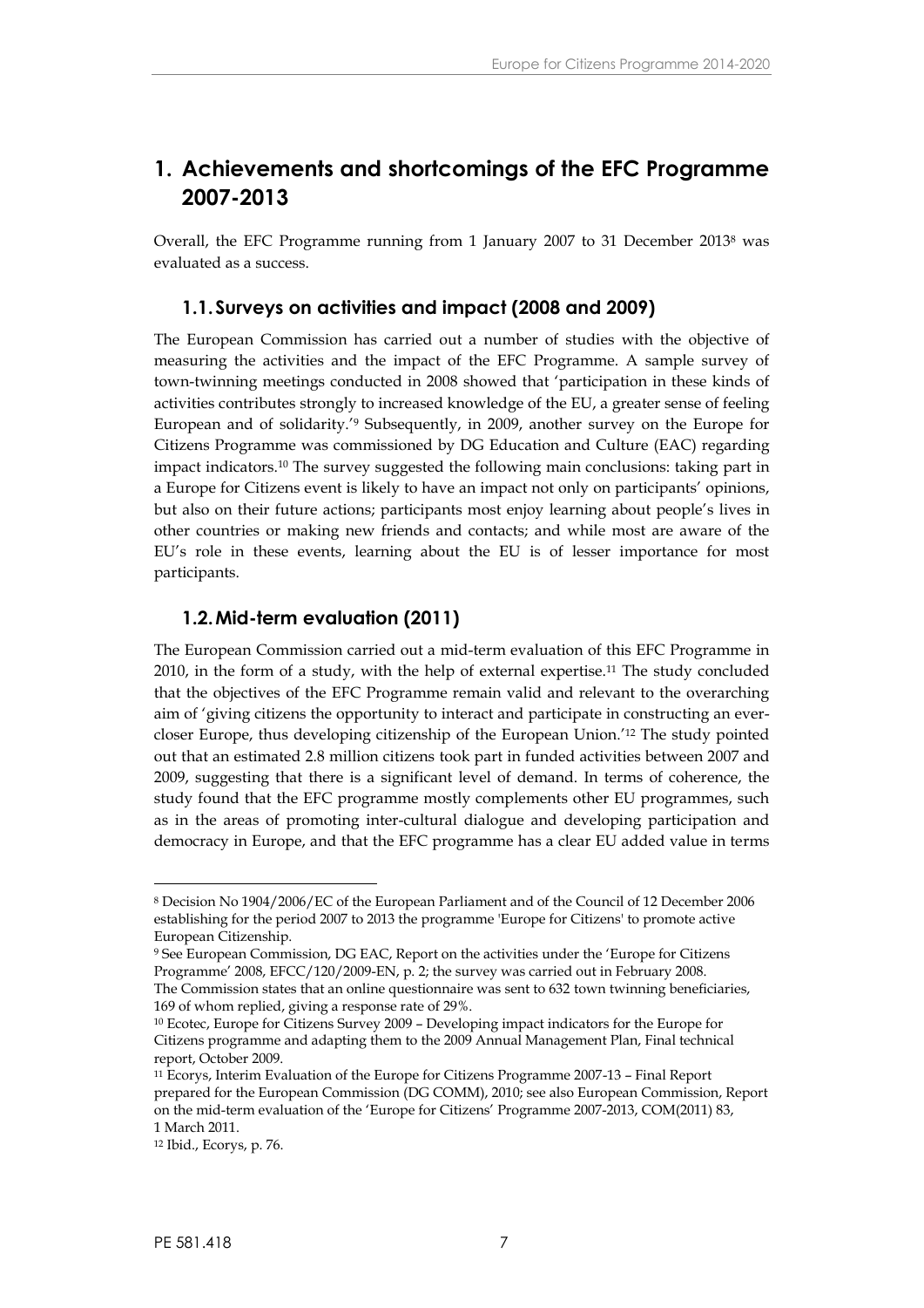# 1. Achievements and shortcomings of the EFC Programme 2007-2013

Overall, the EFC Programme running from 1 January 2007 to 31 December 2013[8] was evaluated as a success.

## 1.1. Surveys on activities and impact (2008 and 2009)

The European Commission has carried out a number of studies with the objective of measuring the activities and the impact of the EFC Programme. A sample survey of town-twinning meetings conducted in 2008 showed that 'participation in these kinds of activities contributes strongly to increased knowledge of the EU, a greater sense of feeling European and of solidarity.'[9] Subsequently, in 2009, another survey on the Europe for Citizens Programme was commissioned by DG Education and Culture (EAC) regarding impact indicators.[10] The survey suggested the following main conclusions: taking part in a Europe for Citizens event is likely to have an impact not only on participants' opinions, but also on their future actions; participants most enjoy learning about people's lives in other countries or making new friends and contacts; and while most are aware of the EU's role in these events, learning about the EU is of lesser importance for most participants.

## 1.2. Mid-term evaluation (2011)

The European Commission carried out a mid-term evaluation of this EFC Programme in 2010, in the form of a study, with the help of external expertise.[11] The study concluded that the objectives of the EFC Programme remain valid and relevant to the overarching aim of 'giving citizens the opportunity to interact and participate in constructing an ever-closer Europe, thus developing citizenship of the European Union.'[12] The study pointed out that an estimated 2.8 million citizens took part in funded activities between 2007 and 2009, suggesting that there is a significant level of demand. In terms of coherence, the study found that the EFC programme mostly complements other EU programmes, such as in the areas of promoting inter-cultural dialogue and developing participation and democracy in Europe, and that the EFC programme has a clear EU added value in terms

---

[8] Decision No 1904/2006/EC of the European Parliament and of the Council of 12 December 2006 establishing for the period 2007 to 2013 the programme 'Europe for Citizens' to promote active European Citizenship.

[9] See European Commission, DG EAC, Report on the activities under the 'Europe for Citizens Programme' 2008, EFCC/120/2009-EN, p. 2; the survey was carried out in February 2008. The Commission states that an online questionnaire was sent to 632 town twinning beneficiaries, 169 of whom replied, giving a response rate of 29%.

[10] Ecotec, Europe for Citizens Survey 2009 – Developing impact indicators for the Europe for Citizens programme and adapting them to the 2009 Annual Management Plan, Final technical report, October 2009.

[11] Ecorys, Interim Evaluation of the Europe for Citizens Programme 2007-13 – Final Report prepared for the European Commission (DG COMM), 2010; see also European Commission, Report on the mid-term evaluation of the 'Europe for Citizens' Programme 2007-2013, COM(2011) 83, 1 March 2011.

[12] Ibid., Ecorys, p. 76.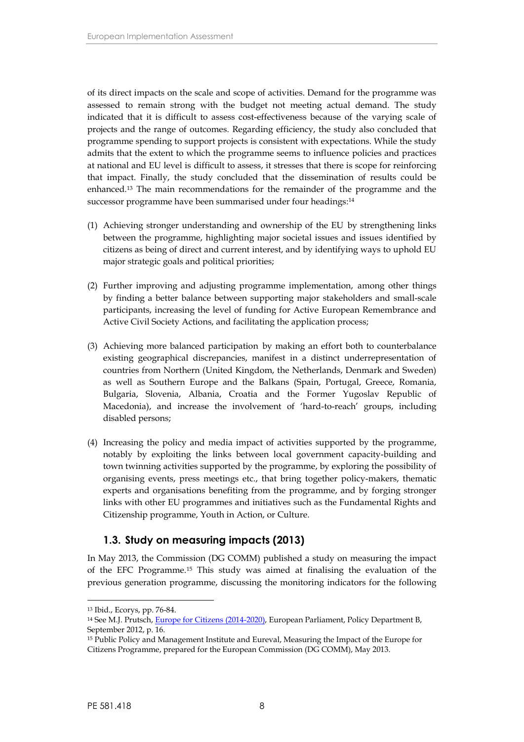of its direct impacts on the scale and scope of activities. Demand for the programme was assessed to remain strong with the budget not meeting actual demand. The study indicated that it is difficult to assess cost-effectiveness because of the varying scale of projects and the range of outcomes. Regarding efficiency, the study also concluded that programme spending to support projects is consistent with expectations. While the study admits that the extent to which the programme seems to influence policies and practices at national and EU level is difficult to assess, it stresses that there is scope for reinforcing that impact. Finally, the study concluded that the dissemination of results could be enhanced.[13] The main recommendations for the remainder of the programme and the successor programme have been summarised under four headings:[14]

(1) Achieving stronger understanding and ownership of the EU by strengthening links between the programme, highlighting major societal issues and issues identified by citizens as being of direct and current interest, and by identifying ways to uphold EU major strategic goals and political priorities;

(2) Further improving and adjusting programme implementation, among other things by finding a better balance between supporting major stakeholders and small-scale participants, increasing the level of funding for Active European Remembrance and Active Civil Society Actions, and facilitating the application process;

(3) Achieving more balanced participation by making an effort both to counterbalance existing geographical discrepancies, manifest in a distinct underrepresentation of countries from Northern (United Kingdom, the Netherlands, Denmark and Sweden) as well as Southern Europe and the Balkans (Spain, Portugal, Greece, Romania, Bulgaria, Slovenia, Albania, Croatia and the Former Yugoslav Republic of Macedonia), and increase the involvement of 'hard-to-reach' groups, including disabled persons;

(4) Increasing the policy and media impact of activities supported by the programme, notably by exploiting the links between local government capacity-building and town twinning activities supported by the programme, by exploring the possibility of organising events, press meetings etc., that bring together policy-makers, thematic experts and organisations benefiting from the programme, and by forging stronger links with other EU programmes and initiatives such as the Fundamental Rights and Citizenship programme, Youth in Action, or Culture.

## 1.3. Study on measuring impacts (2013)

In May 2013, the Commission (DG COMM) published a study on measuring the impact of the EFC Programme.[15] This study was aimed at finalising the evaluation of the previous generation programme, discussing the monitoring indicators for the following

---

[13] Ibid., Ecorys, pp. 76-84.

[14] See M.J. Prutsch, Europe for Citizens (2014-2020), European Parliament, Policy Department B, September 2012, p. 16.

[15] Public Policy and Management Institute and Eureval, Measuring the Impact of the Europe for Citizens Programme, prepared for the European Commission (DG COMM), May 2013.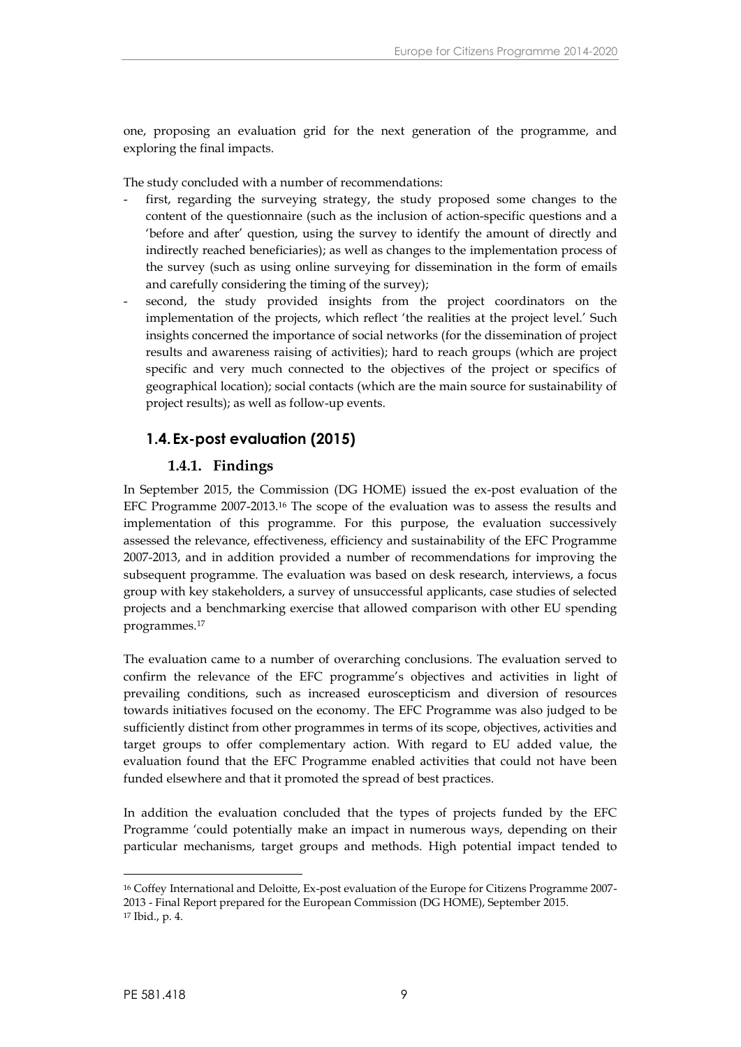one, proposing an evaluation grid for the next generation of the programme, and exploring the final impacts.

The study concluded with a number of recommendations:

- first, regarding the surveying strategy, the study proposed some changes to the content of the questionnaire (such as the inclusion of action-specific questions and a 'before and after' question, using the survey to identify the amount of directly and indirectly reached beneficiaries); as well as changes to the implementation process of the survey (such as using online surveying for dissemination in the form of emails and carefully considering the timing of the survey);
- second, the study provided insights from the project coordinators on the implementation of the projects, which reflect 'the realities at the project level.' Such insights concerned the importance of social networks (for the dissemination of project results and awareness raising of activities); hard to reach groups (which are project specific and very much connected to the objectives of the project or specifics of geographical location); social contacts (which are the main source for sustainability of project results); as well as follow-up events.

## 1.4. Ex-post evaluation (2015)

### 1.4.1. Findings

In September 2015, the Commission (DG HOME) issued the ex-post evaluation of the EFC Programme 2007-2013.[16] The scope of the evaluation was to assess the results and implementation of this programme. For this purpose, the evaluation successively assessed the relevance, effectiveness, efficiency and sustainability of the EFC Programme 2007-2013, and in addition provided a number of recommendations for improving the subsequent programme. The evaluation was based on desk research, interviews, a focus group with key stakeholders, a survey of unsuccessful applicants, case studies of selected projects and a benchmarking exercise that allowed comparison with other EU spending programmes.[17]

The evaluation came to a number of overarching conclusions. The evaluation served to confirm the relevance of the EFC programme's objectives and activities in light of prevailing conditions, such as increased euroscepticism and diversion of resources towards initiatives focused on the economy. The EFC Programme was also judged to be sufficiently distinct from other programmes in terms of its scope, objectives, activities and target groups to offer complementary action. With regard to EU added value, the evaluation found that the EFC Programme enabled activities that could not have been funded elsewhere and that it promoted the spread of best practices.

In addition the evaluation concluded that the types of projects funded by the EFC Programme 'could potentially make an impact in numerous ways, depending on their particular mechanisms, target groups and methods. High potential impact tended to

---

[16] Coffey International and Deloitte, Ex-post evaluation of the Europe for Citizens Programme 2007-2013 - Final Report prepared for the European Commission (DG HOME), September 2015.

[17] Ibid., p. 4.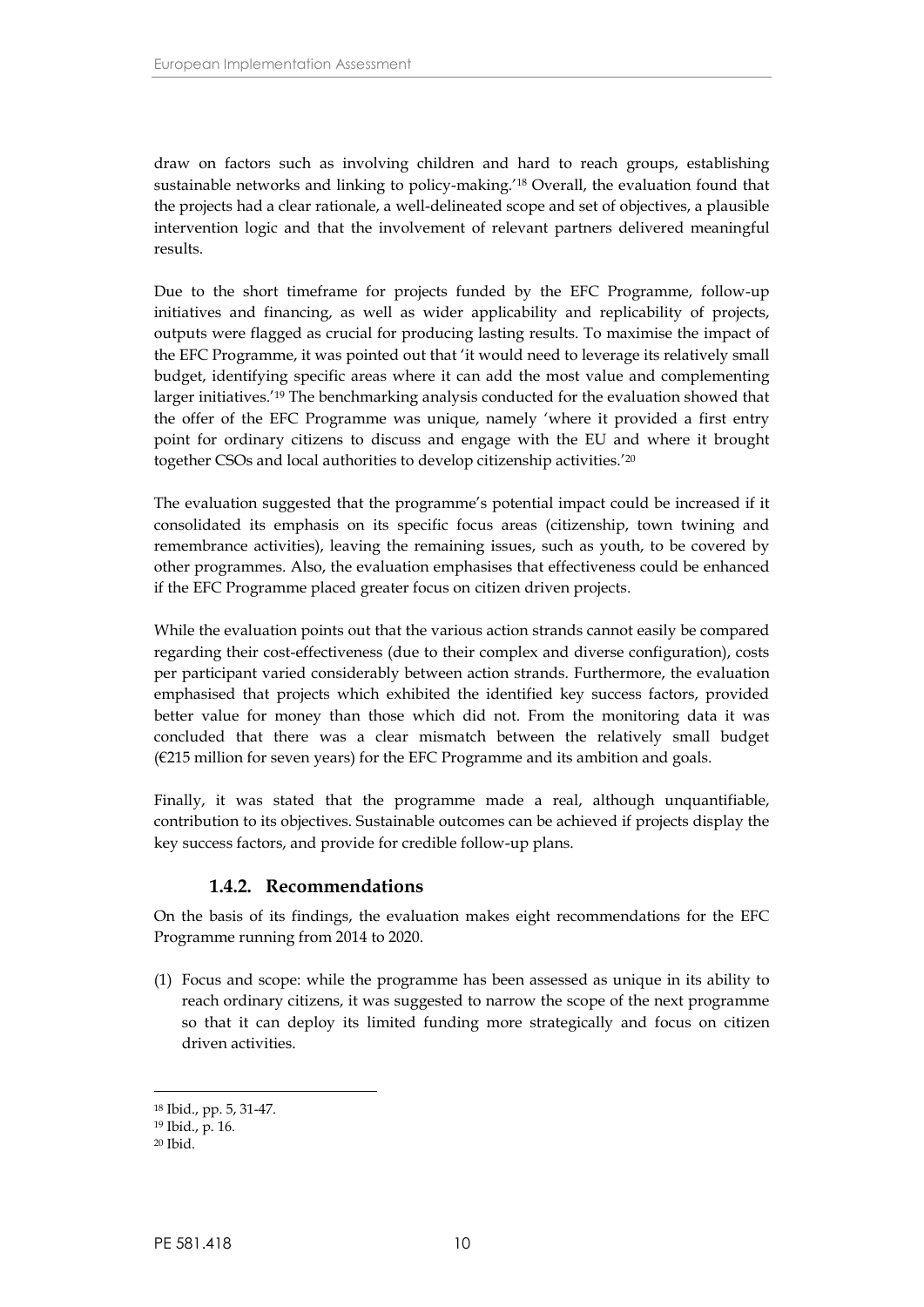draw on factors such as involving children and hard to reach groups, establishing sustainable networks and linking to policy-making.'[18] Overall, the evaluation found that the projects had a clear rationale, a well-delineated scope and set of objectives, a plausible intervention logic and that the involvement of relevant partners delivered meaningful results.

Due to the short timeframe for projects funded by the EFC Programme, follow-up initiatives and financing, as well as wider applicability and replicability of projects, outputs were flagged as crucial for producing lasting results. To maximise the impact of the EFC Programme, it was pointed out that 'it would need to leverage its relatively small budget, identifying specific areas where it can add the most value and complementing larger initiatives.'[19] The benchmarking analysis conducted for the evaluation showed that the offer of the EFC Programme was unique, namely 'where it provided a first entry point for ordinary citizens to discuss and engage with the EU and where it brought together CSOs and local authorities to develop citizenship activities.'[20]

The evaluation suggested that the programme's potential impact could be increased if it consolidated its emphasis on its specific focus areas (citizenship, town twining and remembrance activities), leaving the remaining issues, such as youth, to be covered by other programmes. Also, the evaluation emphasises that effectiveness could be enhanced if the EFC Programme placed greater focus on citizen driven projects.

While the evaluation points out that the various action strands cannot easily be compared regarding their cost-effectiveness (due to their complex and diverse configuration), costs per participant varied considerably between action strands. Furthermore, the evaluation emphasised that projects which exhibited the identified key success factors, provided better value for money than those which did not. From the monitoring data it was concluded that there was a clear mismatch between the relatively small budget (€215 million for seven years) for the EFC Programme and its ambition and goals.

Finally, it was stated that the programme made a real, although unquantifiable, contribution to its objectives. Sustainable outcomes can be achieved if projects display the key success factors, and provide for credible follow-up plans.

### 1.4.2. Recommendations

On the basis of its findings, the evaluation makes eight recommendations for the EFC Programme running from 2014 to 2020.

(1) Focus and scope: while the programme has been assessed as unique in its ability to reach ordinary citizens, it was suggested to narrow the scope of the next programme so that it can deploy its limited funding more strategically and focus on citizen driven activities.

---

[18] Ibid., pp. 5, 31-47.

[19] Ibid., p. 16.

[20] Ibid.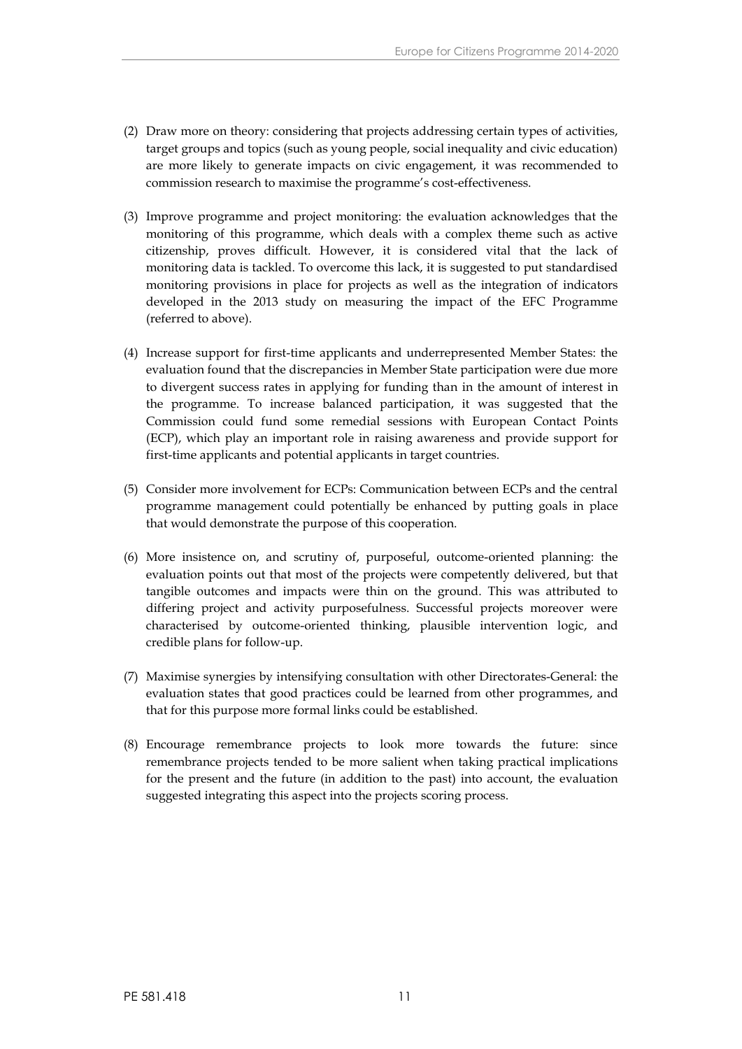(2) Draw more on theory: considering that projects addressing certain types of activities, target groups and topics (such as young people, social inequality and civic education) are more likely to generate impacts on civic engagement, it was recommended to commission research to maximise the programme's cost-effectiveness.

(3) Improve programme and project monitoring: the evaluation acknowledges that the monitoring of this programme, which deals with a complex theme such as active citizenship, proves difficult. However, it is considered vital that the lack of monitoring data is tackled. To overcome this lack, it is suggested to put standardised monitoring provisions in place for projects as well as the integration of indicators developed in the 2013 study on measuring the impact of the EFC Programme (referred to above).

(4) Increase support for first-time applicants and underrepresented Member States: the evaluation found that the discrepancies in Member State participation were due more to divergent success rates in applying for funding than in the amount of interest in the programme. To increase balanced participation, it was suggested that the Commission could fund some remedial sessions with European Contact Points (ECP), which play an important role in raising awareness and provide support for first-time applicants and potential applicants in target countries.

(5) Consider more involvement for ECPs: Communication between ECPs and the central programme management could potentially be enhanced by putting goals in place that would demonstrate the purpose of this cooperation.

(6) More insistence on, and scrutiny of, purposeful, outcome-oriented planning: the evaluation points out that most of the projects were competently delivered, but that tangible outcomes and impacts were thin on the ground. This was attributed to differing project and activity purposefulness. Successful projects moreover were characterised by outcome-oriented thinking, plausible intervention logic, and credible plans for follow-up.

(7) Maximise synergies by intensifying consultation with other Directorates-General: the evaluation states that good practices could be learned from other programmes, and that for this purpose more formal links could be established.

(8) Encourage remembrance projects to look more towards the future: since remembrance projects tended to be more salient when taking practical implications for the present and the future (in addition to the past) into account, the evaluation suggested integrating this aspect into the projects scoring process.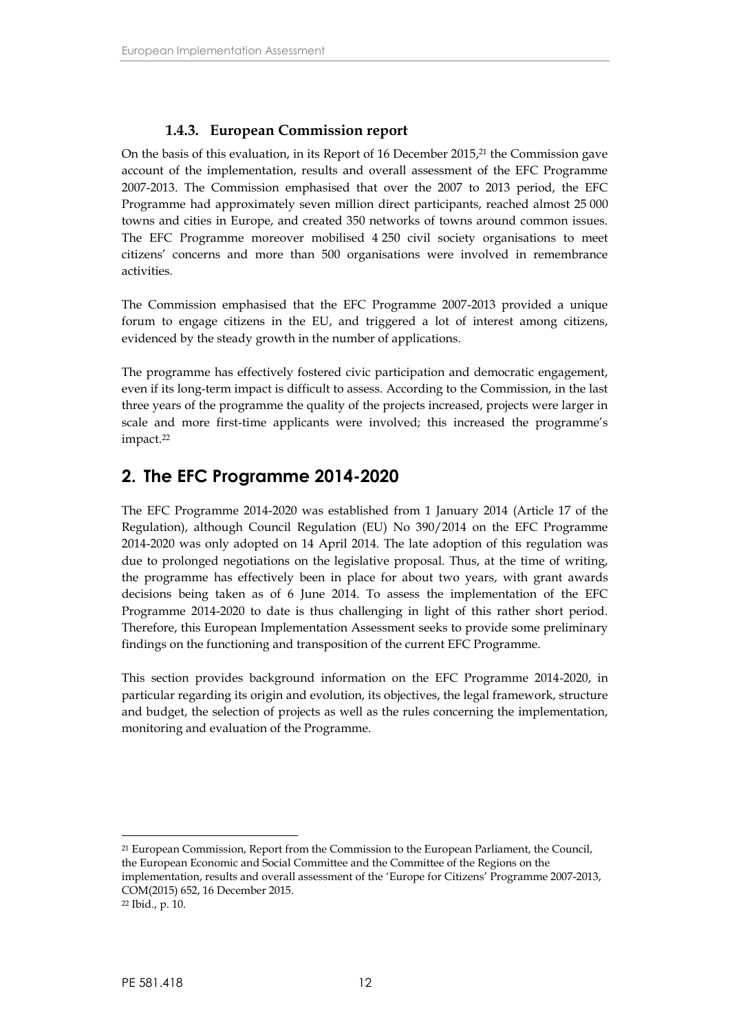### 1.4.3. European Commission report

On the basis of this evaluation, in its Report of 16 December 2015,[21] the Commission gave account of the implementation, results and overall assessment of the EFC Programme 2007-2013. The Commission emphasised that over the 2007 to 2013 period, the EFC Programme had approximately seven million direct participants, reached almost 25 000 towns and cities in Europe, and created 350 networks of towns around common issues. The EFC Programme moreover mobilised 4 250 civil society organisations to meet citizens' concerns and more than 500 organisations were involved in remembrance activities.

The Commission emphasised that the EFC Programme 2007-2013 provided a unique forum to engage citizens in the EU, and triggered a lot of interest among citizens, evidenced by the steady growth in the number of applications.

The programme has effectively fostered civic participation and democratic engagement, even if its long-term impact is difficult to assess. According to the Commission, in the last three years of the programme the quality of the projects increased, projects were larger in scale and more first-time applicants were involved; this increased the programme's impact.[22]

## 2. The EFC Programme 2014-2020

The EFC Programme 2014-2020 was established from 1 January 2014 (Article 17 of the Regulation), although Council Regulation (EU) No 390/2014 on the EFC Programme 2014-2020 was only adopted on 14 April 2014. The late adoption of this regulation was due to prolonged negotiations on the legislative proposal. Thus, at the time of writing, the programme has effectively been in place for about two years, with grant awards decisions being taken as of 6 June 2014. To assess the implementation of the EFC Programme 2014-2020 to date is thus challenging in light of this rather short period. Therefore, this European Implementation Assessment seeks to provide some preliminary findings on the functioning and transposition of the current EFC Programme.

This section provides background information on the EFC Programme 2014-2020, in particular regarding its origin and evolution, its objectives, the legal framework, structure and budget, the selection of projects as well as the rules concerning the implementation, monitoring and evaluation of the Programme.

---

[21] European Commission, Report from the Commission to the European Parliament, the Council, the European Economic and Social Committee and the Committee of the Regions on the implementation, results and overall assessment of the 'Europe for Citizens' Programme 2007-2013, COM(2015) 652, 16 December 2015.

[22] Ibid., p. 10.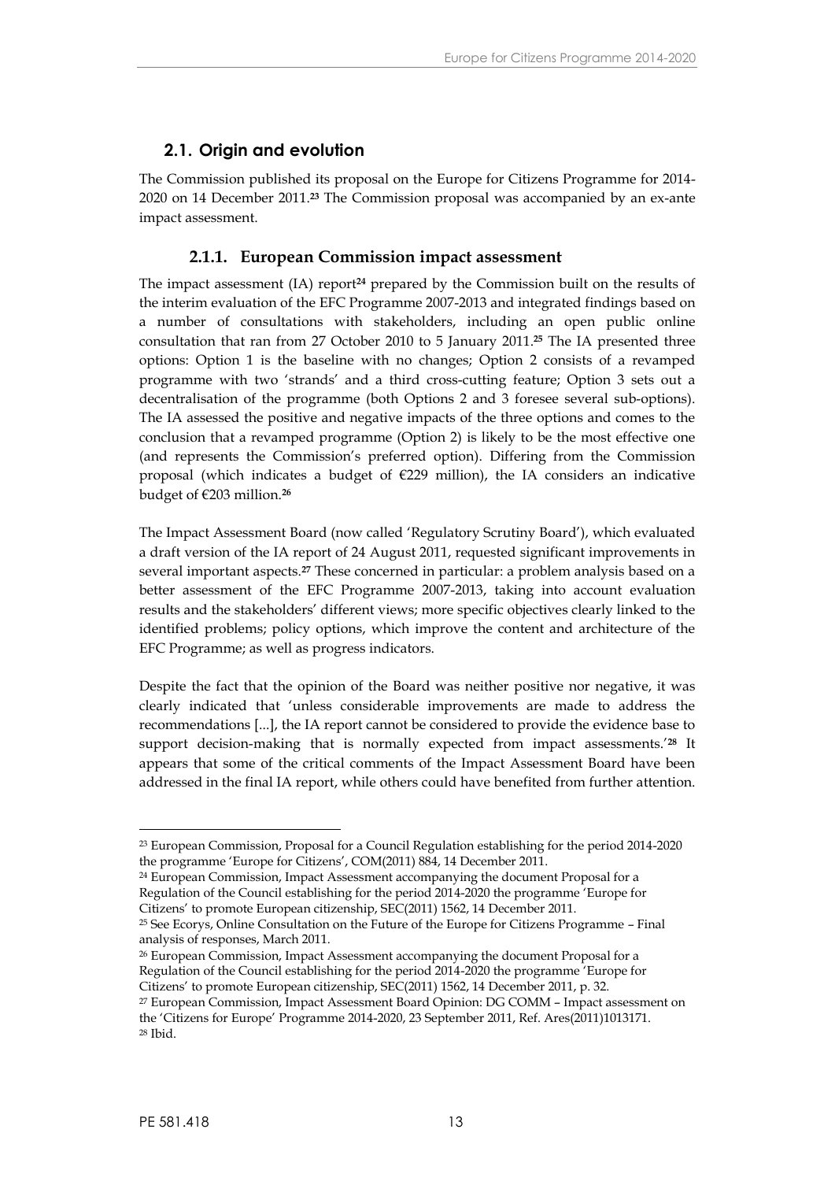## 2.1. Origin and evolution

The Commission published its proposal on the Europe for Citizens Programme for 2014-2020 on 14 December 2011.[23] The Commission proposal was accompanied by an ex-ante impact assessment.

### 2.1.1. European Commission impact assessment

The impact assessment (IA) report[24] prepared by the Commission built on the results of the interim evaluation of the EFC Programme 2007-2013 and integrated findings based on a number of consultations with stakeholders, including an open public online consultation that ran from 27 October 2010 to 5 January 2011.[25] The IA presented three options: Option 1 is the baseline with no changes; Option 2 consists of a revamped programme with two 'strands' and a third cross-cutting feature; Option 3 sets out a decentralisation of the programme (both Options 2 and 3 foresee several sub-options). The IA assessed the positive and negative impacts of the three options and comes to the conclusion that a revamped programme (Option 2) is likely to be the most effective one (and represents the Commission's preferred option). Differing from the Commission proposal (which indicates a budget of €229 million), the IA considers an indicative budget of €203 million.[26]

The Impact Assessment Board (now called 'Regulatory Scrutiny Board'), which evaluated a draft version of the IA report of 24 August 2011, requested significant improvements in several important aspects.[27] These concerned in particular: a problem analysis based on a better assessment of the EFC Programme 2007-2013, taking into account evaluation results and the stakeholders' different views; more specific objectives clearly linked to the identified problems; policy options, which improve the content and architecture of the EFC Programme; as well as progress indicators.

Despite the fact that the opinion of the Board was neither positive nor negative, it was clearly indicated that 'unless considerable improvements are made to address the recommendations [...], the IA report cannot be considered to provide the evidence base to support decision-making that is normally expected from impact assessments.'[28] It appears that some of the critical comments of the Impact Assessment Board have been addressed in the final IA report, while others could have benefited from further attention.

---

[23] European Commission, Proposal for a Council Regulation establishing for the period 2014-2020 the programme 'Europe for Citizens', COM(2011) 884, 14 December 2011.

[24] European Commission, Impact Assessment accompanying the document Proposal for a Regulation of the Council establishing for the period 2014-2020 the programme 'Europe for Citizens' to promote European citizenship, SEC(2011) 1562, 14 December 2011.

[25] See Ecorys, Online Consultation on the Future of the Europe for Citizens Programme – Final analysis of responses, March 2011.

[26] European Commission, Impact Assessment accompanying the document Proposal for a Regulation of the Council establishing for the period 2014-2020 the programme 'Europe for Citizens' to promote European citizenship, SEC(2011) 1562, 14 December 2011, p. 32.

[27] European Commission, Impact Assessment Board Opinion: DG COMM – Impact assessment on the 'Citizens for Europe' Programme 2014-2020, 23 September 2011, Ref. Ares(2011)1013171.

[28] Ibid.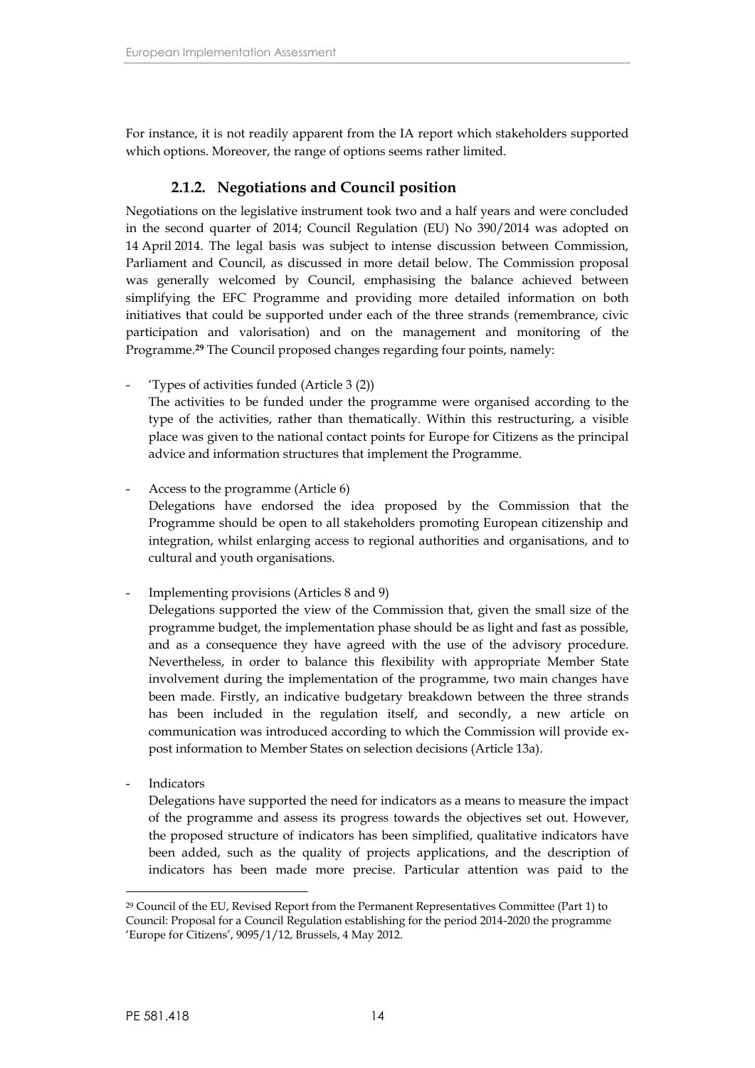For instance, it is not readily apparent from the IA report which stakeholders supported which options. Moreover, the range of options seems rather limited.

### 2.1.2. Negotiations and Council position

Negotiations on the legislative instrument took two and a half years and were concluded in the second quarter of 2014; Council Regulation (EU) No 390/2014 was adopted on 14 April 2014. The legal basis was subject to intense discussion between Commission, Parliament and Council, as discussed in more detail below. The Commission proposal was generally welcomed by Council, emphasising the balance achieved between simplifying the EFC Programme and providing more detailed information on both initiatives that could be supported under each of the three strands (remembrance, civic participation and valorisation) and on the management and monitoring of the Programme.[29] The Council proposed changes regarding four points, namely:

- 'Types of activities funded (Article 3 (2))
  The activities to be funded under the programme were organised according to the type of the activities, rather than thematically. Within this restructuring, a visible place was given to the national contact points for Europe for Citizens as the principal advice and information structures that implement the Programme.

- Access to the programme (Article 6)
  Delegations have endorsed the idea proposed by the Commission that the Programme should be open to all stakeholders promoting European citizenship and integration, whilst enlarging access to regional authorities and organisations, and to cultural and youth organisations.

- Implementing provisions (Articles 8 and 9)
  Delegations supported the view of the Commission that, given the small size of the programme budget, the implementation phase should be as light and fast as possible, and as a consequence they have agreed with the use of the advisory procedure. Nevertheless, in order to balance this flexibility with appropriate Member State involvement during the implementation of the programme, two main changes have been made. Firstly, an indicative budgetary breakdown between the three strands has been included in the regulation itself, and secondly, a new article on communication was introduced according to which the Commission will provide ex-post information to Member States on selection decisions (Article 13a).

- Indicators
  Delegations have supported the need for indicators as a means to measure the impact of the programme and assess its progress towards the objectives set out. However, the proposed structure of indicators has been simplified, qualitative indicators have been added, such as the quality of projects applications, and the description of indicators has been made more precise. Particular attention was paid to the

---

[29] Council of the EU, Revised Report from the Permanent Representatives Committee (Part 1) to Council: Proposal for a Council Regulation establishing for the period 2014-2020 the programme 'Europe for Citizens', 9095/1/12, Brussels, 4 May 2012.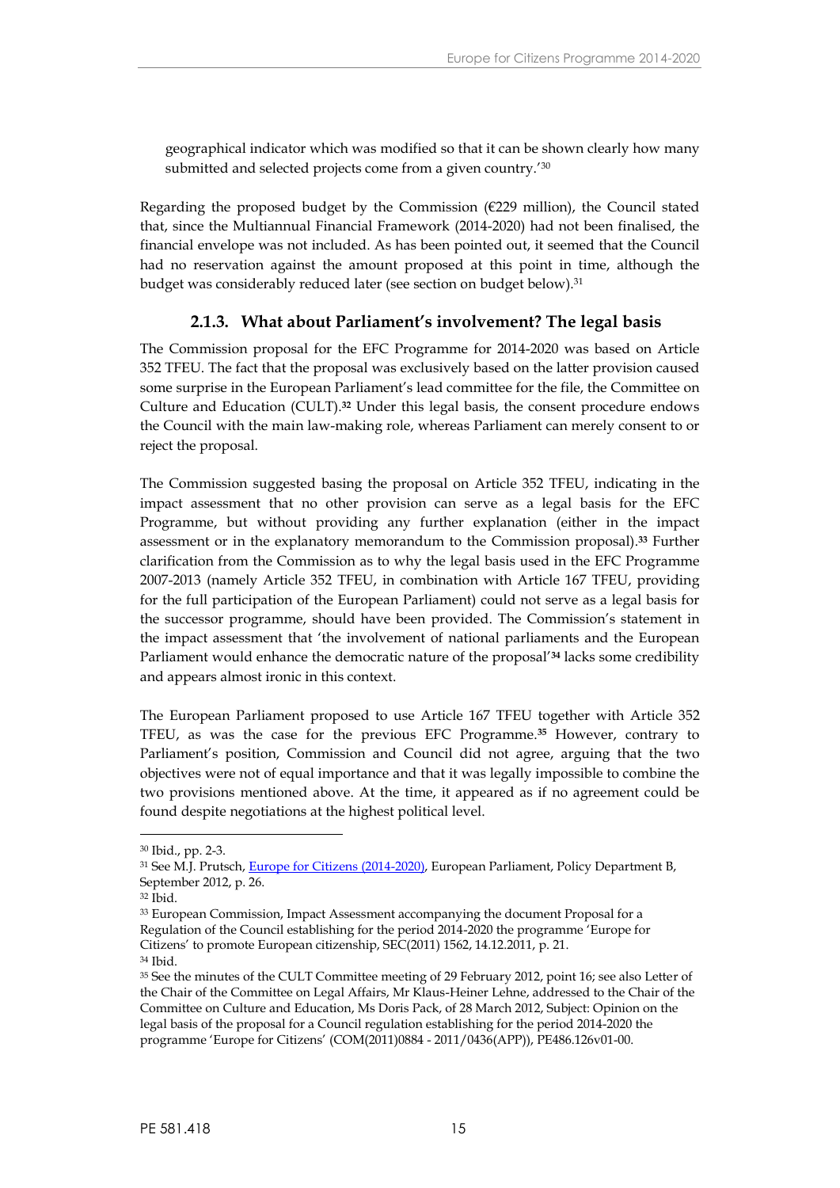geographical indicator which was modified so that it can be shown clearly how many submitted and selected projects come from a given country.'[30]

Regarding the proposed budget by the Commission (€229 million), the Council stated that, since the Multiannual Financial Framework (2014-2020) had not been finalised, the financial envelope was not included. As has been pointed out, it seemed that the Council had no reservation against the amount proposed at this point in time, although the budget was considerably reduced later (see section on budget below).[31]

### 2.1.3. What about Parliament's involvement? The legal basis

The Commission proposal for the EFC Programme for 2014-2020 was based on Article 352 TFEU. The fact that the proposal was exclusively based on the latter provision caused some surprise in the European Parliament's lead committee for the file, the Committee on Culture and Education (CULT).[32] Under this legal basis, the consent procedure endows the Council with the main law-making role, whereas Parliament can merely consent to or reject the proposal.

The Commission suggested basing the proposal on Article 352 TFEU, indicating in the impact assessment that no other provision can serve as a legal basis for the EFC Programme, but without providing any further explanation (either in the impact assessment or in the explanatory memorandum to the Commission proposal).[33] Further clarification from the Commission as to why the legal basis used in the EFC Programme 2007-2013 (namely Article 352 TFEU, in combination with Article 167 TFEU, providing for the full participation of the European Parliament) could not serve as a legal basis for the successor programme, should have been provided. The Commission's statement in the impact assessment that 'the involvement of national parliaments and the European Parliament would enhance the democratic nature of the proposal'[34] lacks some credibility and appears almost ironic in this context.

The European Parliament proposed to use Article 167 TFEU together with Article 352 TFEU, as was the case for the previous EFC Programme.[35] However, contrary to Parliament's position, Commission and Council did not agree, arguing that the two objectives were not of equal importance and that it was legally impossible to combine the two provisions mentioned above. At the time, it appeared as if no agreement could be found despite negotiations at the highest political level.

---

[30] Ibid., pp. 2-3.

[31] See M.J. Prutsch, Europe for Citizens (2014-2020), European Parliament, Policy Department B, September 2012, p. 26.

[32] Ibid.

[33] European Commission, Impact Assessment accompanying the document Proposal for a Regulation of the Council establishing for the period 2014-2020 the programme 'Europe for Citizens' to promote European citizenship, SEC(2011) 1562, 14.12.2011, p. 21.

[34] Ibid.

[35] See the minutes of the CULT Committee meeting of 29 February 2012, point 16; see also Letter of the Chair of the Committee on Legal Affairs, Mr Klaus-Heiner Lehne, addressed to the Chair of the Committee on Culture and Education, Ms Doris Pack, of 28 March 2012, Subject: Opinion on the legal basis of the proposal for a Council regulation establishing for the period 2014-2020 the programme 'Europe for Citizens' (COM(2011)0884 - 2011/0436(APP)), PE486.126v01-00.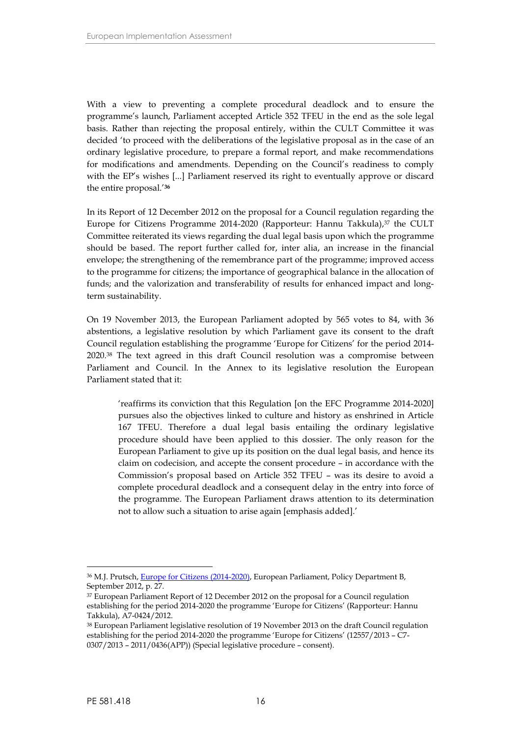With a view to preventing a complete procedural deadlock and to ensure the programme's launch, Parliament accepted Article 352 TFEU in the end as the sole legal basis. Rather than rejecting the proposal entirely, within the CULT Committee it was decided 'to proceed with the deliberations of the legislative proposal as in the case of an ordinary legislative procedure, to prepare a formal report, and make recommendations for modifications and amendments. Depending on the Council's readiness to comply with the EP's wishes [...] Parliament reserved its right to eventually approve or discard the entire proposal.'[36]

In its Report of 12 December 2012 on the proposal for a Council regulation regarding the Europe for Citizens Programme 2014-2020 (Rapporteur: Hannu Takkula),[37] the CULT Committee reiterated its views regarding the dual legal basis upon which the programme should be based. The report further called for, inter alia, an increase in the financial envelope; the strengthening of the remembrance part of the programme; improved access to the programme for citizens; the importance of geographical balance in the allocation of funds; and the valorization and transferability of results for enhanced impact and long-term sustainability.

On 19 November 2013, the European Parliament adopted by 565 votes to 84, with 36 abstentions, a legislative resolution by which Parliament gave its consent to the draft Council regulation establishing the programme 'Europe for Citizens' for the period 2014-2020.[38] The text agreed in this draft Council resolution was a compromise between Parliament and Council. In the Annex to its legislative resolution the European Parliament stated that it:

> 'reaffirms its conviction that this Regulation [on the EFC Programme 2014-2020] pursues also the objectives linked to culture and history as enshrined in Article 167 TFEU. Therefore a dual legal basis entailing the ordinary legislative procedure should have been applied to this dossier. The only reason for the European Parliament to give up its position on the dual legal basis, and hence its claim on codecision, and accepte the consent procedure – in accordance with the Commission's proposal based on Article 352 TFEU – was its desire to avoid a complete procedural deadlock and a consequent delay in the entry into force of the programme. The European Parliament draws attention to its determination not to allow such a situation to arise again [emphasis added].'

---

[36] M.J. Prutsch, [Europe for Citizens (2014-2020)](), European Parliament, Policy Department B, September 2012, p. 27.

[37] European Parliament Report of 12 December 2012 on the proposal for a Council regulation establishing for the period 2014-2020 the programme 'Europe for Citizens' (Rapporteur: Hannu Takkula), A7-0424/2012.

[38] European Parliament legislative resolution of 19 November 2013 on the draft Council regulation establishing for the period 2014-2020 the programme 'Europe for Citizens' (12557/2013 – C7-0307/2013 – 2011/0436(APP)) (Special legislative procedure – consent).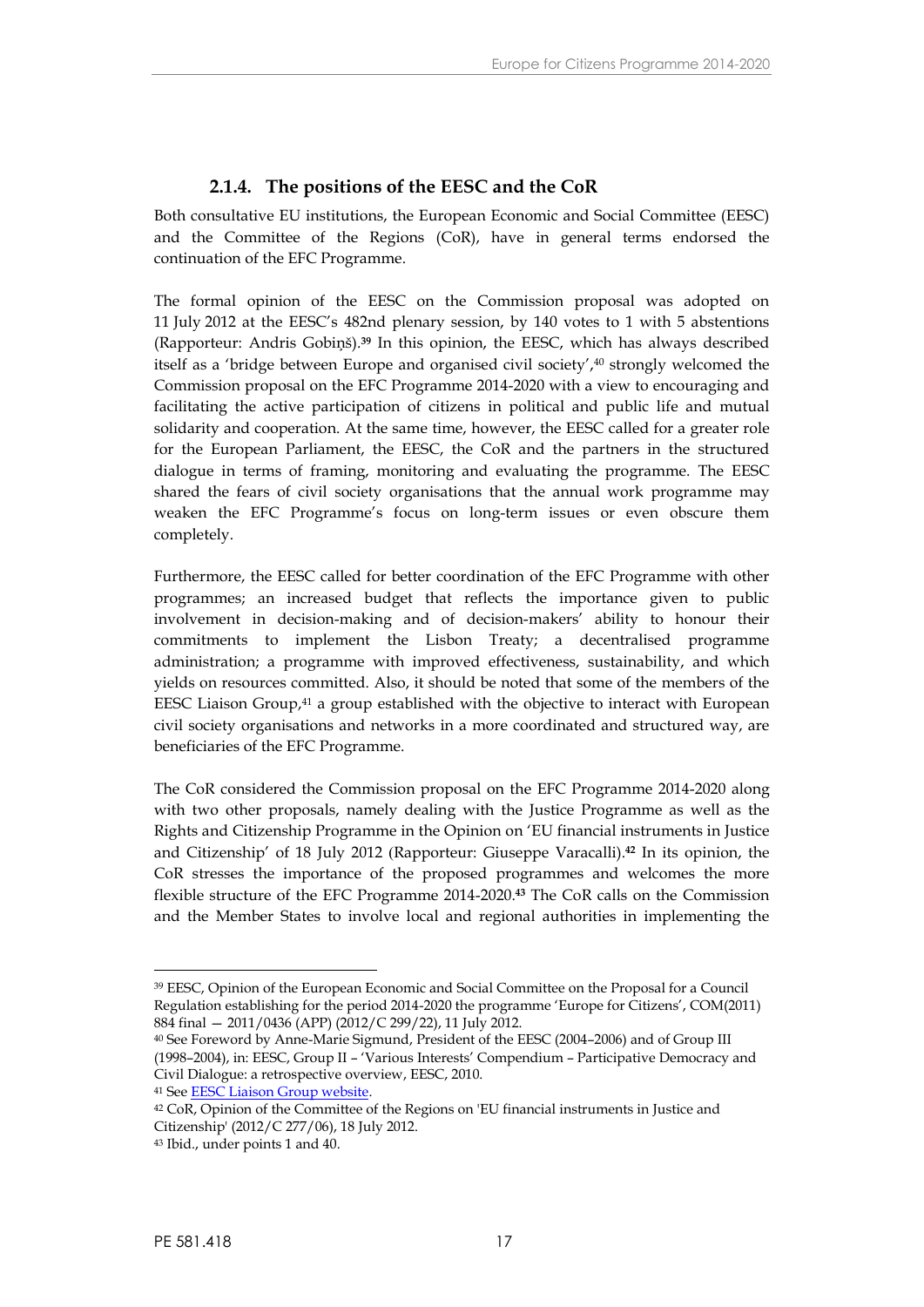### 2.1.4. The positions of the EESC and the CoR

Both consultative EU institutions, the European Economic and Social Committee (EESC) and the Committee of the Regions (CoR), have in general terms endorsed the continuation of the EFC Programme.

The formal opinion of the EESC on the Commission proposal was adopted on 11 July 2012 at the EESC's 482nd plenary session, by 140 votes to 1 with 5 abstentions (Rapporteur: Andris Gobiņš).[39] In this opinion, the EESC, which has always described itself as a 'bridge between Europe and organised civil society',[40] strongly welcomed the Commission proposal on the EFC Programme 2014-2020 with a view to encouraging and facilitating the active participation of citizens in political and public life and mutual solidarity and cooperation. At the same time, however, the EESC called for a greater role for the European Parliament, the EESC, the CoR and the partners in the structured dialogue in terms of framing, monitoring and evaluating the programme. The EESC shared the fears of civil society organisations that the annual work programme may weaken the EFC Programme's focus on long-term issues or even obscure them completely.

Furthermore, the EESC called for better coordination of the EFC Programme with other programmes; an increased budget that reflects the importance given to public involvement in decision-making and of decision-makers' ability to honour their commitments to implement the Lisbon Treaty; a decentralised programme administration; a programme with improved effectiveness, sustainability, and which yields on resources committed. Also, it should be noted that some of the members of the EESC Liaison Group,[41] a group established with the objective to interact with European civil society organisations and networks in a more coordinated and structured way, are beneficiaries of the EFC Programme.

The CoR considered the Commission proposal on the EFC Programme 2014-2020 along with two other proposals, namely dealing with the Justice Programme as well as the Rights and Citizenship Programme in the Opinion on 'EU financial instruments in Justice and Citizenship' of 18 July 2012 (Rapporteur: Giuseppe Varacalli).[42] In its opinion, the CoR stresses the importance of the proposed programmes and welcomes the more flexible structure of the EFC Programme 2014-2020.[43] The CoR calls on the Commission and the Member States to involve local and regional authorities in implementing the

---

[39] EESC, Opinion of the European Economic and Social Committee on the Proposal for a Council Regulation establishing for the period 2014-2020 the programme 'Europe for Citizens', COM(2011) 884 final — 2011/0436 (APP) (2012/C 299/22), 11 July 2012.

[40] See Foreword by Anne-Marie Sigmund, President of the EESC (2004–2006) and of Group III (1998–2004), in: EESC, Group II – 'Various Interests' Compendium – Participative Democracy and Civil Dialogue: a retrospective overview, EESC, 2010.

[41] See EESC Liaison Group website.

[42] CoR, Opinion of the Committee of the Regions on 'EU financial instruments in Justice and Citizenship' (2012/C 277/06), 18 July 2012.

[43] Ibid., under points 1 and 40.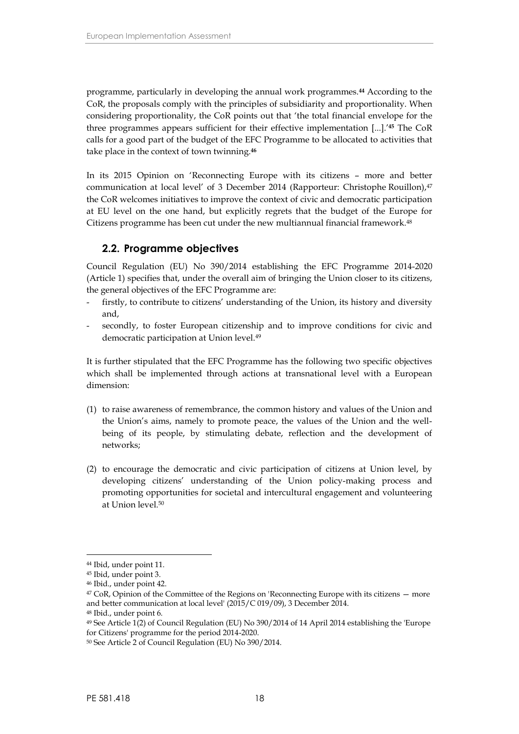programme, particularly in developing the annual work programmes.[44] According to the CoR, the proposals comply with the principles of subsidiarity and proportionality. When considering proportionality, the CoR points out that 'the total financial envelope for the three programmes appears sufficient for their effective implementation [...].'[45] The CoR calls for a good part of the budget of the EFC Programme to be allocated to activities that take place in the context of town twinning.[46]

In its 2015 Opinion on 'Reconnecting Europe with its citizens – more and better communication at local level' of 3 December 2014 (Rapporteur: Christophe Rouillon),[47] the CoR welcomes initiatives to improve the context of civic and democratic participation at EU level on the one hand, but explicitly regrets that the budget of the Europe for Citizens programme has been cut under the new multiannual financial framework.[48]

## 2.2. Programme objectives

Council Regulation (EU) No 390/2014 establishing the EFC Programme 2014-2020 (Article 1) specifies that, under the overall aim of bringing the Union closer to its citizens, the general objectives of the EFC Programme are:

- firstly, to contribute to citizens' understanding of the Union, its history and diversity and,
- secondly, to foster European citizenship and to improve conditions for civic and democratic participation at Union level.[49]

It is further stipulated that the EFC Programme has the following two specific objectives which shall be implemented through actions at transnational level with a European dimension:

(1) to raise awareness of remembrance, the common history and values of the Union and the Union's aims, namely to promote peace, the values of the Union and the well-being of its people, by stimulating debate, reflection and the development of networks;

(2) to encourage the democratic and civic participation of citizens at Union level, by developing citizens' understanding of the Union policy-making process and promoting opportunities for societal and intercultural engagement and volunteering at Union level.[50]

---

[44] Ibid, under point 11.

[45] Ibid, under point 3.

[46] Ibid., under point 42.

[47] CoR, Opinion of the Committee of the Regions on 'Reconnecting Europe with its citizens — more and better communication at local level' (2015/C 019/09), 3 December 2014.

[48] Ibid., under point 6.

[49] See Article 1(2) of Council Regulation (EU) No 390/2014 of 14 April 2014 establishing the 'Europe for Citizens' programme for the period 2014-2020.

[50] See Article 2 of Council Regulation (EU) No 390/2014.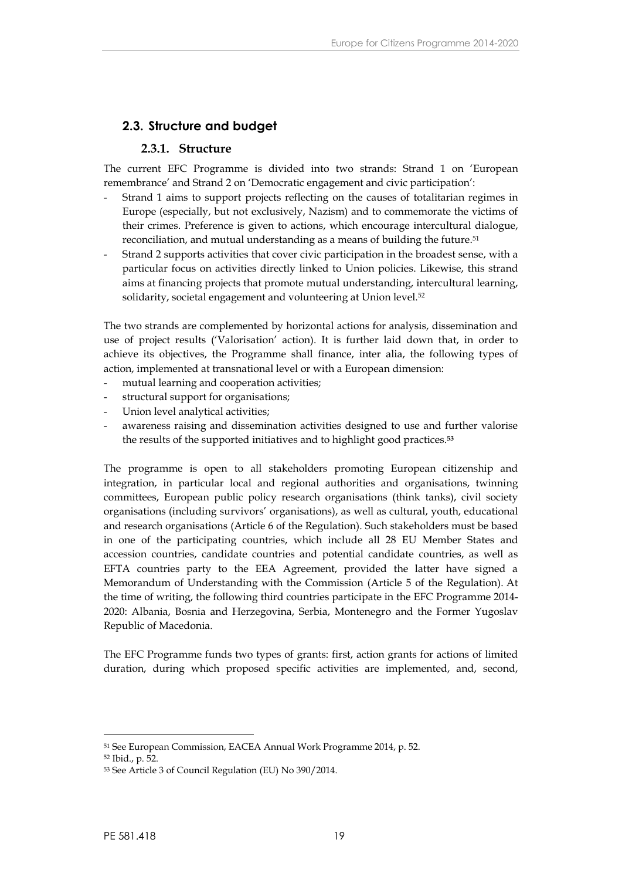## 2.3. Structure and budget

### 2.3.1. Structure

The current EFC Programme is divided into two strands: Strand 1 on 'European remembrance' and Strand 2 on 'Democratic engagement and civic participation':

- Strand 1 aims to support projects reflecting on the causes of totalitarian regimes in Europe (especially, but not exclusively, Nazism) and to commemorate the victims of their crimes. Preference is given to actions, which encourage intercultural dialogue, reconciliation, and mutual understanding as a means of building the future.[51]
- Strand 2 supports activities that cover civic participation in the broadest sense, with a particular focus on activities directly linked to Union policies. Likewise, this strand aims at financing projects that promote mutual understanding, intercultural learning, solidarity, societal engagement and volunteering at Union level.[52]

The two strands are complemented by horizontal actions for analysis, dissemination and use of project results ('Valorisation' action). It is further laid down that, in order to achieve its objectives, the Programme shall finance, inter alia, the following types of action, implemented at transnational level or with a European dimension:

- mutual learning and cooperation activities;
- structural support for organisations;
- Union level analytical activities;
- awareness raising and dissemination activities designed to use and further valorise the results of the supported initiatives and to highlight good practices.[53]

The programme is open to all stakeholders promoting European citizenship and integration, in particular local and regional authorities and organisations, twinning committees, European public policy research organisations (think tanks), civil society organisations (including survivors' organisations), as well as cultural, youth, educational and research organisations (Article 6 of the Regulation). Such stakeholders must be based in one of the participating countries, which include all 28 EU Member States and accession countries, candidate countries and potential candidate countries, as well as EFTA countries party to the EEA Agreement, provided the latter have signed a Memorandum of Understanding with the Commission (Article 5 of the Regulation). At the time of writing, the following third countries participate in the EFC Programme 2014-2020: Albania, Bosnia and Herzegovina, Serbia, Montenegro and the Former Yugoslav Republic of Macedonia.

The EFC Programme funds two types of grants: first, action grants for actions of limited duration, during which proposed specific activities are implemented, and, second,

---

[51] See European Commission, EACEA Annual Work Programme 2014, p. 52.

[52] Ibid., p. 52.

[53] See Article 3 of Council Regulation (EU) No 390/2014.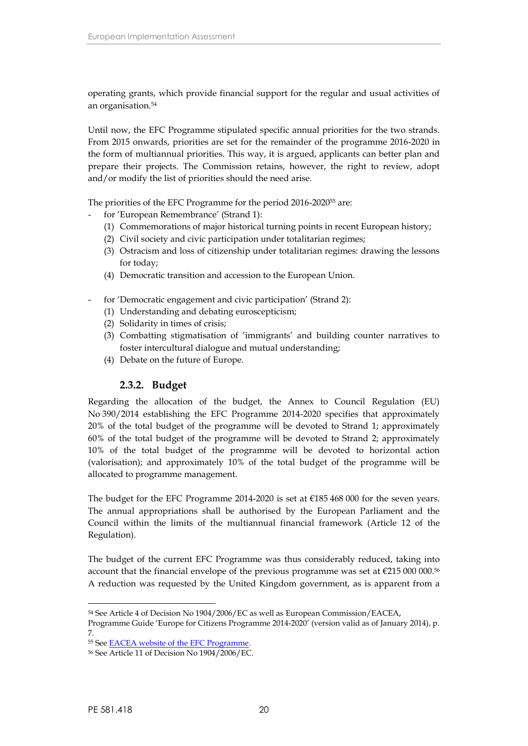operating grants, which provide financial support for the regular and usual activities of an organisation.[54]

Until now, the EFC Programme stipulated specific annual priorities for the two strands. From 2015 onwards, priorities are set for the remainder of the programme 2016-2020 in the form of multiannual priorities. This way, it is argued, applicants can better plan and prepare their projects. The Commission retains, however, the right to review, adopt and/or modify the list of priorities should the need arise.

The priorities of the EFC Programme for the period 2016-2020[55] are:

- for 'European Remembrance' (Strand 1):
  1. Commemorations of major historical turning points in recent European history;
  2. Civil society and civic participation under totalitarian regimes;
  3. Ostracism and loss of citizenship under totalitarian regimes: drawing the lessons for today;
  4. Democratic transition and accession to the European Union.

- for 'Democratic engagement and civic participation' (Strand 2):
  1. Understanding and debating euroscepticism;
  2. Solidarity in times of crisis;
  3. Combatting stigmatisation of 'immigrants' and building counter narratives to foster intercultural dialogue and mutual understanding;
  4. Debate on the future of Europe.

### 2.3.2. Budget

Regarding the allocation of the budget, the Annex to Council Regulation (EU) No 390/2014 establishing the EFC Programme 2014-2020 specifies that approximately 20% of the total budget of the programme will be devoted to Strand 1; approximately 60% of the total budget of the programme will be devoted to Strand 2; approximately 10% of the total budget of the programme will be devoted to horizontal action (valorisation); and approximately 10% of the total budget of the programme will be allocated to programme management.

The budget for the EFC Programme 2014-2020 is set at €185 468 000 for the seven years. The annual appropriations shall be authorised by the European Parliament and the Council within the limits of the multiannual financial framework (Article 12 of the Regulation).

The budget of the current EFC Programme was thus considerably reduced, taking into account that the financial envelope of the previous programme was set at €215 000 000.[56] A reduction was requested by the United Kingdom government, as is apparent from a

---

[54] See Article 4 of Decision No 1904/2006/EC as well as European Commission/EACEA, Programme Guide 'Europe for Citizens Programme 2014-2020' (version valid as of January 2014), p. 7.

[55] See EACEA website of the EFC Programme.

[56] See Article 11 of Decision No 1904/2006/EC.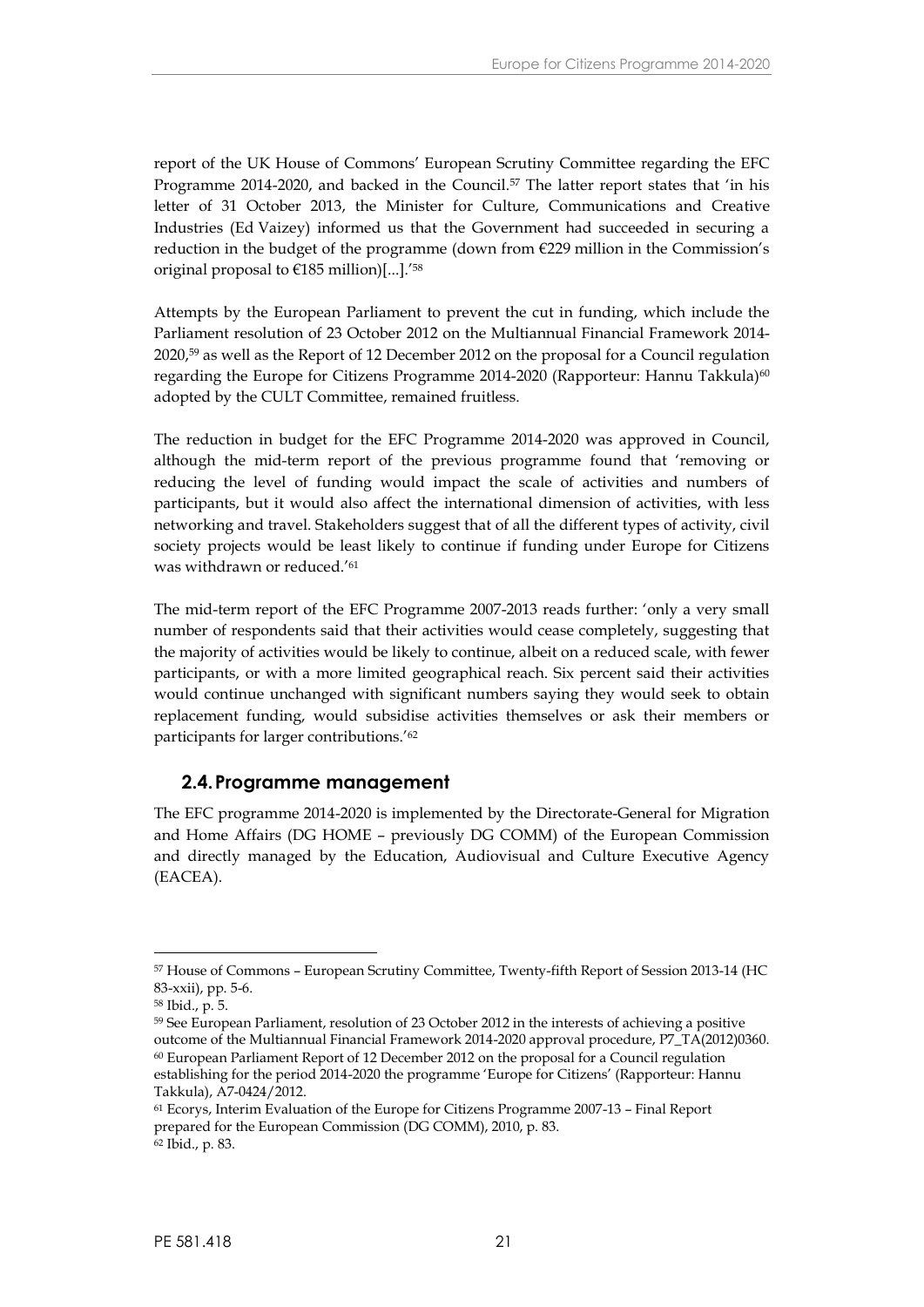report of the UK House of Commons' European Scrutiny Committee regarding the EFC Programme 2014-2020, and backed in the Council.[57] The latter report states that 'in his letter of 31 October 2013, the Minister for Culture, Communications and Creative Industries (Ed Vaizey) informed us that the Government had succeeded in securing a reduction in the budget of the programme (down from €229 million in the Commission's original proposal to €185 million)[...].'[58]

Attempts by the European Parliament to prevent the cut in funding, which include the Parliament resolution of 23 October 2012 on the Multiannual Financial Framework 2014-2020,[59] as well as the Report of 12 December 2012 on the proposal for a Council regulation regarding the Europe for Citizens Programme 2014-2020 (Rapporteur: Hannu Takkula)[60] adopted by the CULT Committee, remained fruitless.

The reduction in budget for the EFC Programme 2014-2020 was approved in Council, although the mid-term report of the previous programme found that 'removing or reducing the level of funding would impact the scale of activities and numbers of participants, but it would also affect the international dimension of activities, with less networking and travel. Stakeholders suggest that of all the different types of activity, civil society projects would be least likely to continue if funding under Europe for Citizens was withdrawn or reduced.'[61]

The mid-term report of the EFC Programme 2007-2013 reads further: 'only a very small number of respondents said that their activities would cease completely, suggesting that the majority of activities would be likely to continue, albeit on a reduced scale, with fewer participants, or with a more limited geographical reach. Six percent said their activities would continue unchanged with significant numbers saying they would seek to obtain replacement funding, would subsidise activities themselves or ask their members or participants for larger contributions.'[62]

## 2.4. Programme management

The EFC programme 2014-2020 is implemented by the Directorate-General for Migration and Home Affairs (DG HOME – previously DG COMM) of the European Commission and directly managed by the Education, Audiovisual and Culture Executive Agency (EACEA).

---

[57] House of Commons – European Scrutiny Committee, Twenty-fifth Report of Session 2013-14 (HC 83-xxii), pp. 5-6.

[58] Ibid., p. 5.

[59] See European Parliament, resolution of 23 October 2012 in the interests of achieving a positive outcome of the Multiannual Financial Framework 2014-2020 approval procedure, P7_TA(2012)0360.

[60] European Parliament Report of 12 December 2012 on the proposal for a Council regulation establishing for the period 2014-2020 the programme 'Europe for Citizens' (Rapporteur: Hannu Takkula), A7-0424/2012.

[61] Ecorys, Interim Evaluation of the Europe for Citizens Programme 2007-13 – Final Report prepared for the European Commission (DG COMM), 2010, p. 83.

[62] Ibid., p. 83.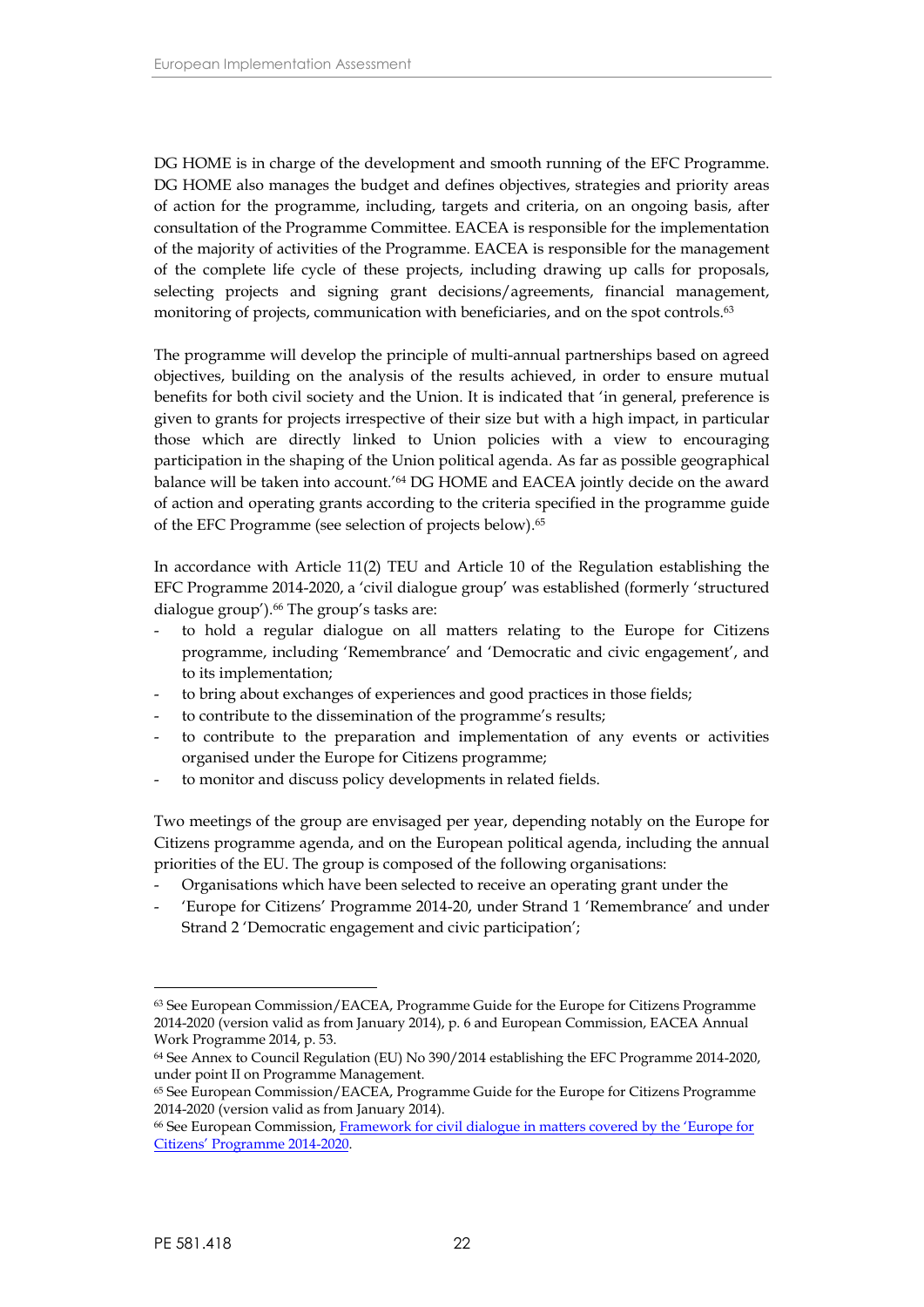DG HOME is in charge of the development and smooth running of the EFC Programme. DG HOME also manages the budget and defines objectives, strategies and priority areas of action for the programme, including, targets and criteria, on an ongoing basis, after consultation of the Programme Committee. EACEA is responsible for the implementation of the majority of activities of the Programme. EACEA is responsible for the management of the complete life cycle of these projects, including drawing up calls for proposals, selecting projects and signing grant decisions/agreements, financial management, monitoring of projects, communication with beneficiaries, and on the spot controls.[63]

The programme will develop the principle of multi-annual partnerships based on agreed objectives, building on the analysis of the results achieved, in order to ensure mutual benefits for both civil society and the Union. It is indicated that 'in general, preference is given to grants for projects irrespective of their size but with a high impact, in particular those which are directly linked to Union policies with a view to encouraging participation in the shaping of the Union political agenda. As far as possible geographical balance will be taken into account.'[64] DG HOME and EACEA jointly decide on the award of action and operating grants according to the criteria specified in the programme guide of the EFC Programme (see selection of projects below).[65]

In accordance with Article 11(2) TEU and Article 10 of the Regulation establishing the EFC Programme 2014-2020, a 'civil dialogue group' was established (formerly 'structured dialogue group').[66] The group's tasks are:

- to hold a regular dialogue on all matters relating to the Europe for Citizens programme, including 'Remembrance' and 'Democratic and civic engagement', and to its implementation;
- to bring about exchanges of experiences and good practices in those fields;
- to contribute to the dissemination of the programme's results;
- to contribute to the preparation and implementation of any events or activities organised under the Europe for Citizens programme;
- to monitor and discuss policy developments in related fields.

Two meetings of the group are envisaged per year, depending notably on the Europe for Citizens programme agenda, and on the European political agenda, including the annual priorities of the EU. The group is composed of the following organisations:

- Organisations which have been selected to receive an operating grant under the
- 'Europe for Citizens' Programme 2014-20, under Strand 1 'Remembrance' and under Strand 2 'Democratic engagement and civic participation';

---

[63] See European Commission/EACEA, Programme Guide for the Europe for Citizens Programme 2014-2020 (version valid as from January 2014), p. 6 and European Commission, EACEA Annual Work Programme 2014, p. 53.

[64] See Annex to Council Regulation (EU) No 390/2014 establishing the EFC Programme 2014-2020, under point II on Programme Management.

[65] See European Commission/EACEA, Programme Guide for the Europe for Citizens Programme 2014-2020 (version valid as from January 2014).

[66] See European Commission, Framework for civil dialogue in matters covered by the 'Europe for Citizens' Programme 2014-2020.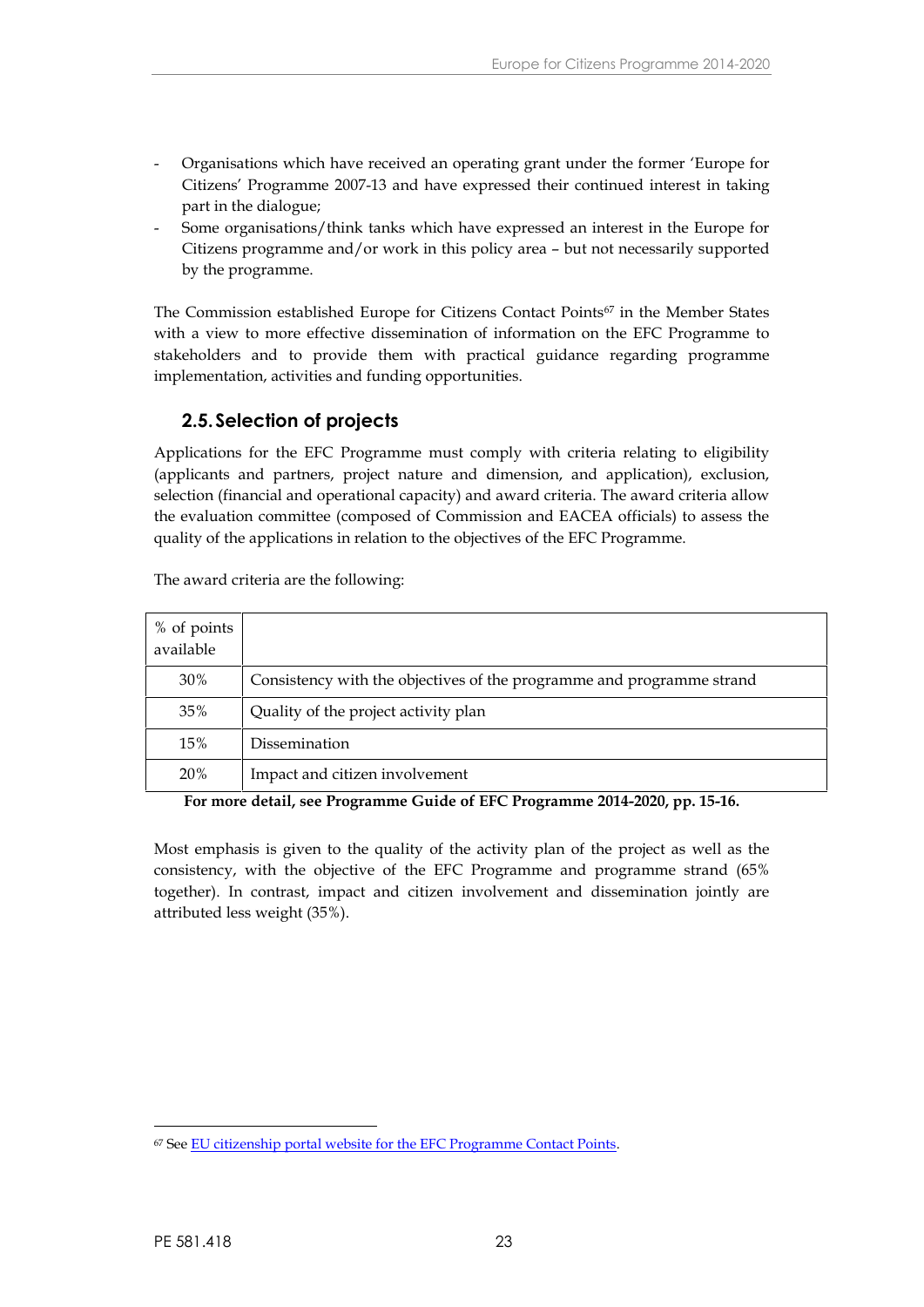- Organisations which have received an operating grant under the former 'Europe for Citizens' Programme 2007-13 and have expressed their continued interest in taking part in the dialogue;
- Some organisations/think tanks which have expressed an interest in the Europe for Citizens programme and/or work in this policy area – but not necessarily supported by the programme.

The Commission established Europe for Citizens Contact Points[67] in the Member States with a view to more effective dissemination of information on the EFC Programme to stakeholders and to provide them with practical guidance regarding programme implementation, activities and funding opportunities.

## 2.5. Selection of projects

Applications for the EFC Programme must comply with criteria relating to eligibility (applicants and partners, project nature and dimension, and application), exclusion, selection (financial and operational capacity) and award criteria. The award criteria allow the evaluation committee (composed of Commission and EACEA officials) to assess the quality of the applications in relation to the objectives of the EFC Programme.

The award criteria are the following:

| % of points available | |
|---|---|
| 30% | Consistency with the objectives of the programme and programme strand |
| 35% | Quality of the project activity plan |
| 15% | Dissemination |
| 20% | Impact and citizen involvement |

**For more detail, see Programme Guide of EFC Programme 2014-2020, pp. 15-16.**

Most emphasis is given to the quality of the activity plan of the project as well as the consistency, with the objective of the EFC Programme and programme strand (65% together). In contrast, impact and citizen involvement and dissemination jointly are attributed less weight (35%).

[67] See EU citizenship portal website for the EFC Programme Contact Points.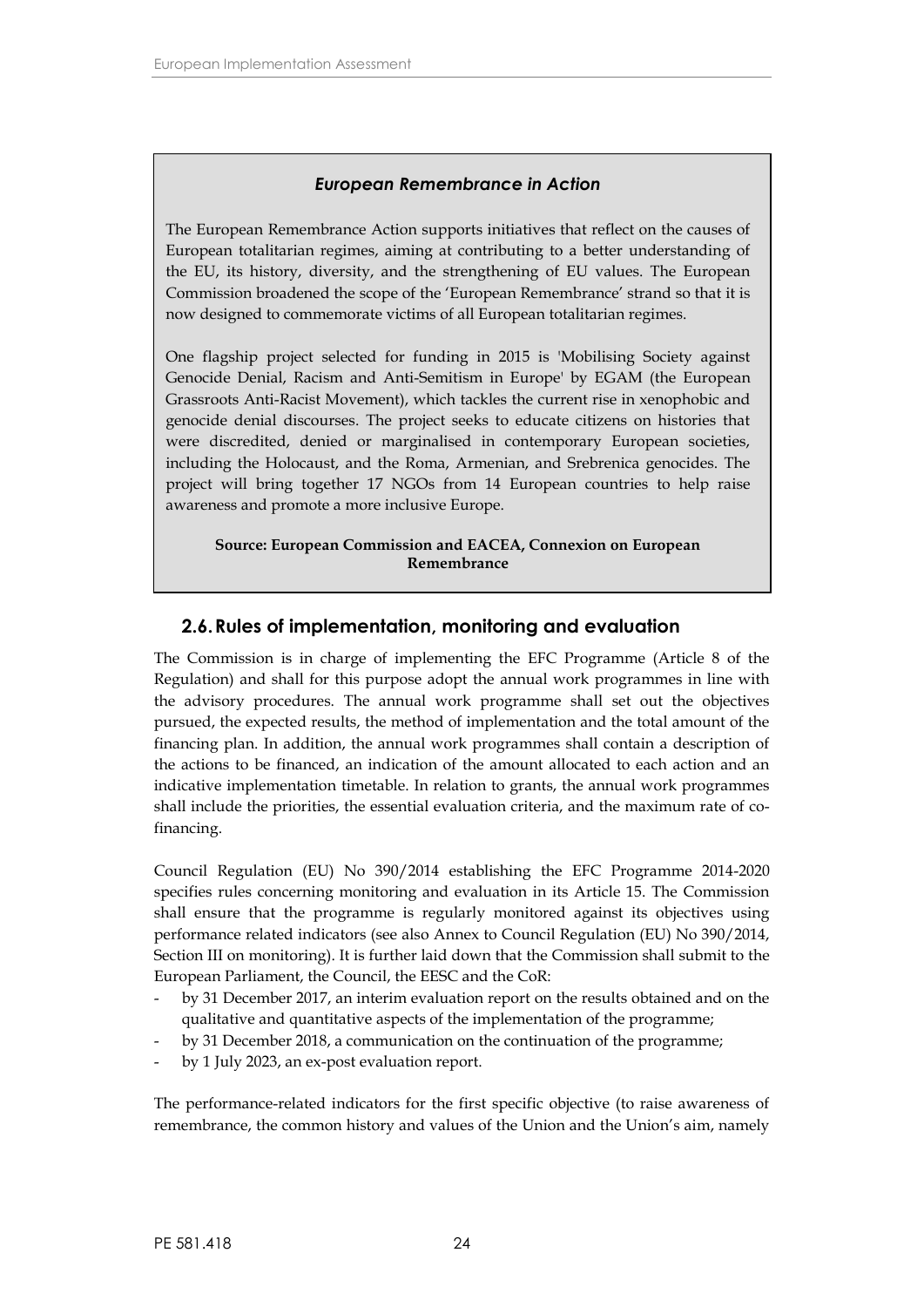### *European Remembrance in Action*

The European Remembrance Action supports initiatives that reflect on the causes of European totalitarian regimes, aiming at contributing to a better understanding of the EU, its history, diversity, and the strengthening of EU values. The European Commission broadened the scope of the 'European Remembrance' strand so that it is now designed to commemorate victims of all European totalitarian regimes.

One flagship project selected for funding in 2015 is 'Mobilising Society against Genocide Denial, Racism and Anti-Semitism in Europe' by EGAM (the European Grassroots Anti-Racist Movement), which tackles the current rise in xenophobic and genocide denial discourses. The project seeks to educate citizens on histories that were discredited, denied or marginalised in contemporary European societies, including the Holocaust, and the Roma, Armenian, and Srebrenica genocides. The project will bring together 17 NGOs from 14 European countries to help raise awareness and promote a more inclusive Europe.

**Source: European Commission and EACEA, Connexion on European Remembrance**

## 2.6. Rules of implementation, monitoring and evaluation

The Commission is in charge of implementing the EFC Programme (Article 8 of the Regulation) and shall for this purpose adopt the annual work programmes in line with the advisory procedures. The annual work programme shall set out the objectives pursued, the expected results, the method of implementation and the total amount of the financing plan. In addition, the annual work programmes shall contain a description of the actions to be financed, an indication of the amount allocated to each action and an indicative implementation timetable. In relation to grants, the annual work programmes shall include the priorities, the essential evaluation criteria, and the maximum rate of co-financing.

Council Regulation (EU) No 390/2014 establishing the EFC Programme 2014-2020 specifies rules concerning monitoring and evaluation in its Article 15. The Commission shall ensure that the programme is regularly monitored against its objectives using performance related indicators (see also Annex to Council Regulation (EU) No 390/2014, Section III on monitoring). It is further laid down that the Commission shall submit to the European Parliament, the Council, the EESC and the CoR:

- by 31 December 2017, an interim evaluation report on the results obtained and on the qualitative and quantitative aspects of the implementation of the programme;
- by 31 December 2018, a communication on the continuation of the programme;
- by 1 July 2023, an ex-post evaluation report.

The performance-related indicators for the first specific objective (to raise awareness of remembrance, the common history and values of the Union and the Union's aim, namely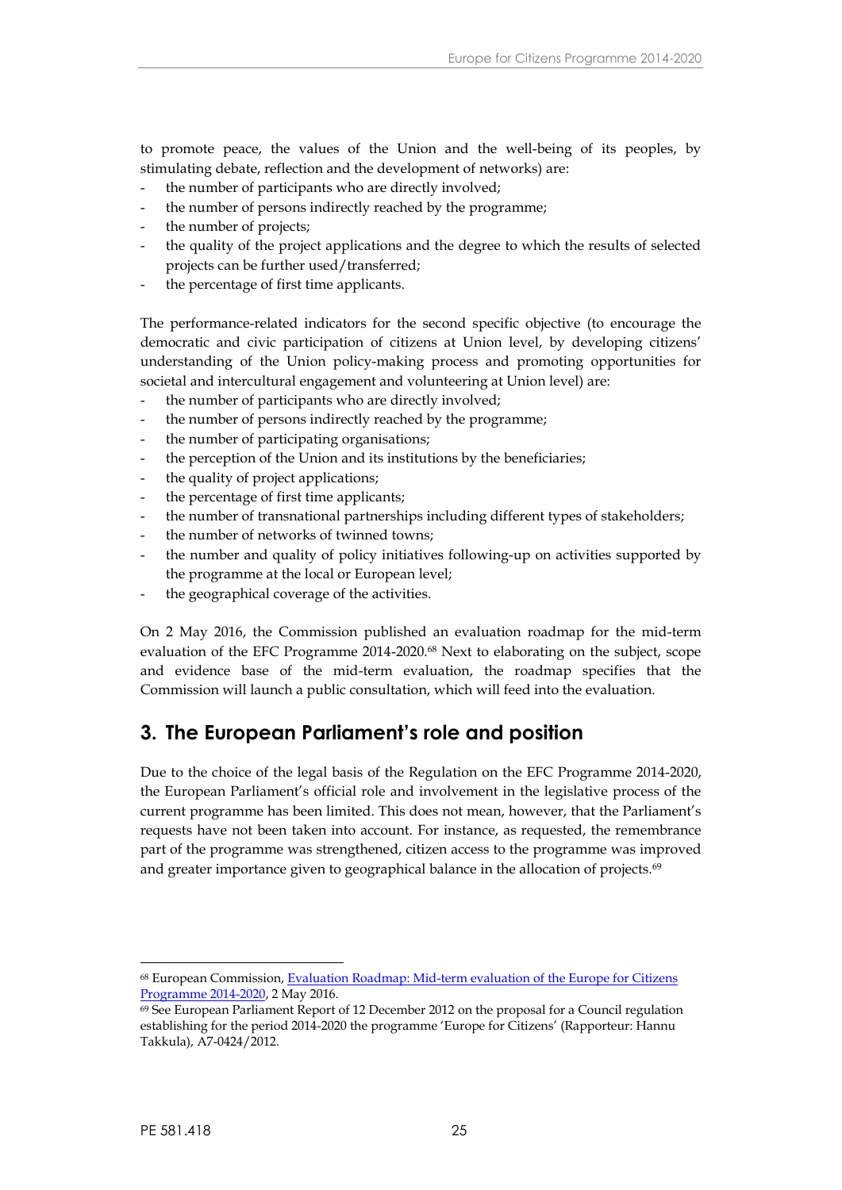to promote peace, the values of the Union and the well-being of its peoples, by stimulating debate, reflection and the development of networks) are:

- the number of participants who are directly involved;
- the number of persons indirectly reached by the programme;
- the number of projects;
- the quality of the project applications and the degree to which the results of selected projects can be further used/transferred;
- the percentage of first time applicants.

The performance-related indicators for the second specific objective (to encourage the democratic and civic participation of citizens at Union level, by developing citizens' understanding of the Union policy-making process and promoting opportunities for societal and intercultural engagement and volunteering at Union level) are:

- the number of participants who are directly involved;
- the number of persons indirectly reached by the programme;
- the number of participating organisations;
- the perception of the Union and its institutions by the beneficiaries;
- the quality of project applications;
- the percentage of first time applicants;
- the number of transnational partnerships including different types of stakeholders;
- the number of networks of twinned towns;
- the number and quality of policy initiatives following-up on activities supported by the programme at the local or European level;
- the geographical coverage of the activities.

On 2 May 2016, the Commission published an evaluation roadmap for the mid-term evaluation of the EFC Programme 2014-2020.[68] Next to elaborating on the subject, scope and evidence base of the mid-term evaluation, the roadmap specifies that the Commission will launch a public consultation, which will feed into the evaluation.

## 3. The European Parliament's role and position

Due to the choice of the legal basis of the Regulation on the EFC Programme 2014-2020, the European Parliament's official role and involvement in the legislative process of the current programme has been limited. This does not mean, however, that the Parliament's requests have not been taken into account. For instance, as requested, the remembrance part of the programme was strengthened, citizen access to the programme was improved and greater importance given to geographical balance in the allocation of projects.[69]

---

[68] European Commission, Evaluation Roadmap: Mid-term evaluation of the Europe for Citizens Programme 2014-2020, 2 May 2016.

[69] See European Parliament Report of 12 December 2012 on the proposal for a Council regulation establishing for the period 2014-2020 the programme 'Europe for Citizens' (Rapporteur: Hannu Takkula), A7-0424/2012.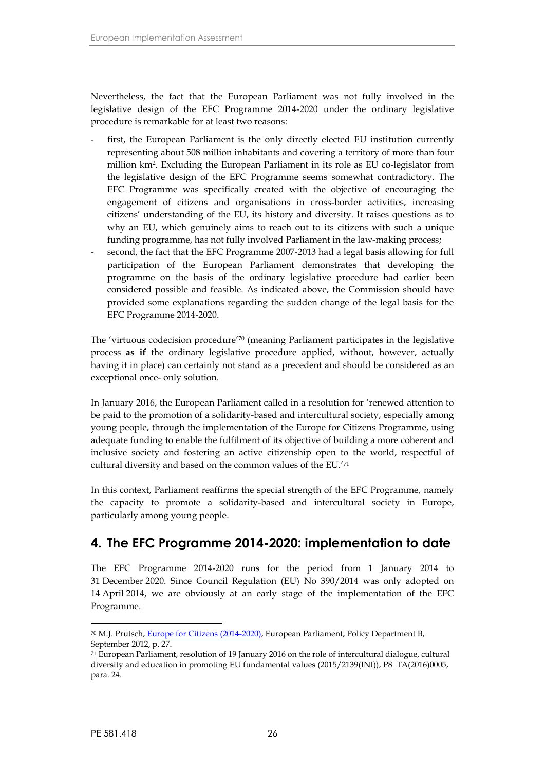Nevertheless, the fact that the European Parliament was not fully involved in the legislative design of the EFC Programme 2014-2020 under the ordinary legislative procedure is remarkable for at least two reasons:

- first, the European Parliament is the only directly elected EU institution currently representing about 508 million inhabitants and covering a territory of more than four million km$^2$. Excluding the European Parliament in its role as EU co-legislator from the legislative design of the EFC Programme seems somewhat contradictory. The EFC Programme was specifically created with the objective of encouraging the engagement of citizens and organisations in cross-border activities, increasing citizens' understanding of the EU, its history and diversity. It raises questions as to why an EU, which genuinely aims to reach out to its citizens with such a unique funding programme, has not fully involved Parliament in the law-making process;
- second, the fact that the EFC Programme 2007-2013 had a legal basis allowing for full participation of the European Parliament demonstrates that developing the programme on the basis of the ordinary legislative procedure had earlier been considered possible and feasible. As indicated above, the Commission should have provided some explanations regarding the sudden change of the legal basis for the EFC Programme 2014-2020.

The 'virtuous codecision procedure'[70] (meaning Parliament participates in the legislative process **as if** the ordinary legislative procedure applied, without, however, actually having it in place) can certainly not stand as a precedent and should be considered as an exceptional once- only solution.

In January 2016, the European Parliament called in a resolution for 'renewed attention to be paid to the promotion of a solidarity-based and intercultural society, especially among young people, through the implementation of the Europe for Citizens Programme, using adequate funding to enable the fulfilment of its objective of building a more coherent and inclusive society and fostering an active citizenship open to the world, respectful of cultural diversity and based on the common values of the EU.'[71]

In this context, Parliament reaffirms the special strength of the EFC Programme, namely the capacity to promote a solidarity-based and intercultural society in Europe, particularly among young people.

## 4. The EFC Programme 2014-2020: implementation to date

The EFC Programme 2014-2020 runs for the period from 1 January 2014 to 31 December 2020. Since Council Regulation (EU) No 390/2014 was only adopted on 14 April 2014, we are obviously at an early stage of the implementation of the EFC Programme.

---

[70] M.J. Prutsch, Europe for Citizens (2014-2020), European Parliament, Policy Department B, September 2012, p. 27.

[71] European Parliament, resolution of 19 January 2016 on the role of intercultural dialogue, cultural diversity and education in promoting EU fundamental values (2015/2139(INI)), P8_TA(2016)0005, para. 24.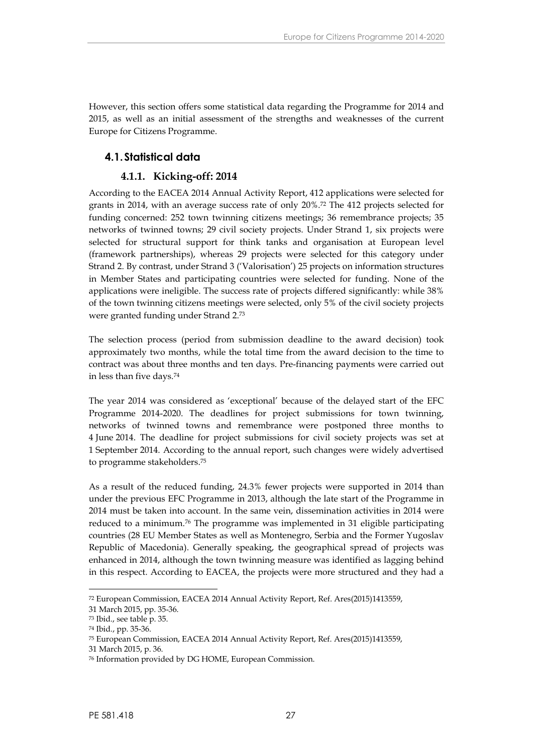However, this section offers some statistical data regarding the Programme for 2014 and 2015, as well as an initial assessment of the strengths and weaknesses of the current Europe for Citizens Programme.

## 4.1. Statistical data

### 4.1.1. Kicking-off: 2014

According to the EACEA 2014 Annual Activity Report, 412 applications were selected for grants in 2014, with an average success rate of only 20%.[72] The 412 projects selected for funding concerned: 252 town twinning citizens meetings; 36 remembrance projects; 35 networks of twinned towns; 29 civil society projects. Under Strand 1, six projects were selected for structural support for think tanks and organisation at European level (framework partnerships), whereas 29 projects were selected for this category under Strand 2. By contrast, under Strand 3 ('Valorisation') 25 projects on information structures in Member States and participating countries were selected for funding. None of the applications were ineligible. The success rate of projects differed significantly: while 38% of the town twinning citizens meetings were selected, only 5% of the civil society projects were granted funding under Strand 2.[73]

The selection process (period from submission deadline to the award decision) took approximately two months, while the total time from the award decision to the time to contract was about three months and ten days. Pre-financing payments were carried out in less than five days.[74]

The year 2014 was considered as 'exceptional' because of the delayed start of the EFC Programme 2014-2020. The deadlines for project submissions for town twinning, networks of twinned towns and remembrance were postponed three months to 4 June 2014. The deadline for project submissions for civil society projects was set at 1 September 2014. According to the annual report, such changes were widely advertised to programme stakeholders.[75]

As a result of the reduced funding, 24.3% fewer projects were supported in 2014 than under the previous EFC Programme in 2013, although the late start of the Programme in 2014 must be taken into account. In the same vein, dissemination activities in 2014 were reduced to a minimum.[76] The programme was implemented in 31 eligible participating countries (28 EU Member States as well as Montenegro, Serbia and the Former Yugoslav Republic of Macedonia). Generally speaking, the geographical spread of projects was enhanced in 2014, although the town twinning measure was identified as lagging behind in this respect. According to EACEA, the projects were more structured and they had a

---

[72] European Commission, EACEA 2014 Annual Activity Report, Ref. Ares(2015)1413559, 31 March 2015, pp. 35-36.

[73] Ibid., see table p. 35.

[74] Ibid., pp. 35-36.

[75] European Commission, EACEA 2014 Annual Activity Report, Ref. Ares(2015)1413559, 31 March 2015, p. 36.

[76] Information provided by DG HOME, European Commission.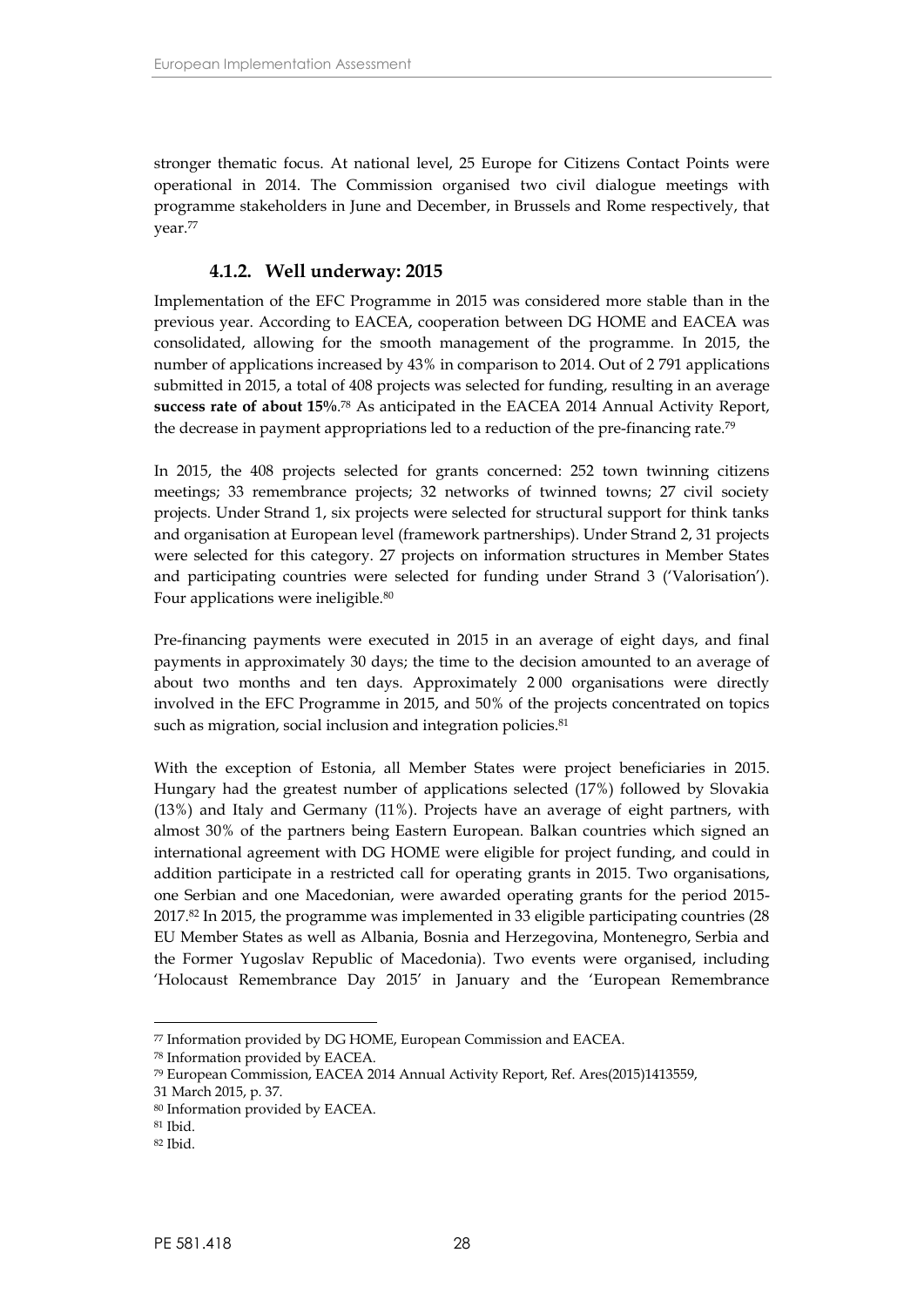stronger thematic focus. At national level, 25 Europe for Citizens Contact Points were operational in 2014. The Commission organised two civil dialogue meetings with programme stakeholders in June and December, in Brussels and Rome respectively, that year.[77]

### 4.1.2. Well underway: 2015

Implementation of the EFC Programme in 2015 was considered more stable than in the previous year. According to EACEA, cooperation between DG HOME and EACEA was consolidated, allowing for the smooth management of the programme. In 2015, the number of applications increased by 43% in comparison to 2014. Out of 2 791 applications submitted in 2015, a total of 408 projects was selected for funding, resulting in an average **success rate of about 15%**.[78] As anticipated in the EACEA 2014 Annual Activity Report, the decrease in payment appropriations led to a reduction of the pre-financing rate.[79]

In 2015, the 408 projects selected for grants concerned: 252 town twinning citizens meetings; 33 remembrance projects; 32 networks of twinned towns; 27 civil society projects. Under Strand 1, six projects were selected for structural support for think tanks and organisation at European level (framework partnerships). Under Strand 2, 31 projects were selected for this category. 27 projects on information structures in Member States and participating countries were selected for funding under Strand 3 ('Valorisation'). Four applications were ineligible.[80]

Pre-financing payments were executed in 2015 in an average of eight days, and final payments in approximately 30 days; the time to the decision amounted to an average of about two months and ten days. Approximately 2 000 organisations were directly involved in the EFC Programme in 2015, and 50% of the projects concentrated on topics such as migration, social inclusion and integration policies.[81]

With the exception of Estonia, all Member States were project beneficiaries in 2015. Hungary had the greatest number of applications selected (17%) followed by Slovakia (13%) and Italy and Germany (11%). Projects have an average of eight partners, with almost 30% of the partners being Eastern European. Balkan countries which signed an international agreement with DG HOME were eligible for project funding, and could in addition participate in a restricted call for operating grants in 2015. Two organisations, one Serbian and one Macedonian, were awarded operating grants for the period 2015-2017.[82] In 2015, the programme was implemented in 33 eligible participating countries (28 EU Member States as well as Albania, Bosnia and Herzegovina, Montenegro, Serbia and the Former Yugoslav Republic of Macedonia). Two events were organised, including 'Holocaust Remembrance Day 2015' in January and the 'European Remembrance

---

[77] Information provided by DG HOME, European Commission and EACEA.

[78] Information provided by EACEA.

[79] European Commission, EACEA 2014 Annual Activity Report, Ref. Ares(2015)1413559, 31 March 2015, p. 37.

[80] Information provided by EACEA.

[81] Ibid.

[82] Ibid.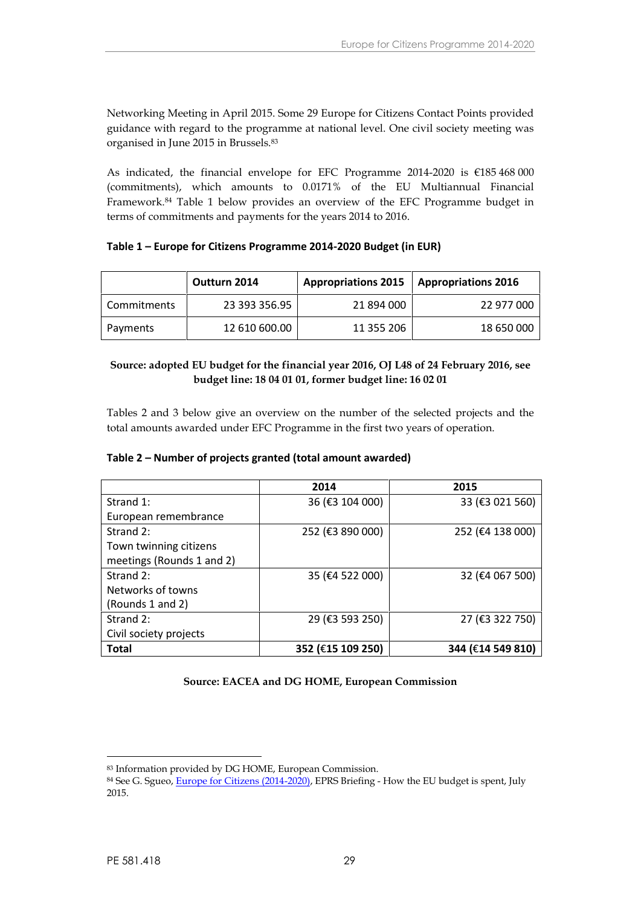Networking Meeting in April 2015. Some 29 Europe for Citizens Contact Points provided guidance with regard to the programme at national level. One civil society meeting was organised in June 2015 in Brussels.[83]

As indicated, the financial envelope for EFC Programme 2014-2020 is €185 468 000 (commitments), which amounts to 0.0171% of the EU Multiannual Financial Framework.[84] Table 1 below provides an overview of the EFC Programme budget in terms of commitments and payments for the years 2014 to 2016.

**Table 1 – Europe for Citizens Programme 2014-2020 Budget (in EUR)**

| | Outturn 2014 | Appropriations 2015 | Appropriations 2016 |
|---|---|---|---|
| Commitments | 23 393 356.95 | 21 894 000 | 22 977 000 |
| Payments | 12 610 600.00 | 11 355 206 | 18 650 000 |

**Source: adopted EU budget for the financial year 2016, OJ L48 of 24 February 2016, see budget line: 18 04 01 01, former budget line: 16 02 01**

Tables 2 and 3 below give an overview on the number of the selected projects and the total amounts awarded under EFC Programme in the first two years of operation.

**Table 2 – Number of projects granted (total amount awarded)**

| | 2014 | 2015 |
|---|---|---|
| Strand 1: European remembrance | 36 (€3 104 000) | 33 (€3 021 560) |
| Strand 2: Town twinning citizens meetings (Rounds 1 and 2) | 252 (€3 890 000) | 252 (€4 138 000) |
| Strand 2: Networks of towns (Rounds 1 and 2) | 35 (€4 522 000) | 32 (€4 067 500) |
| Strand 2: Civil society projects | 29 (€3 593 250) | 27 (€3 322 750) |
| **Total** | **352 (€15 109 250)** | **344 (€14 549 810)** |

**Source: EACEA and DG HOME, European Commission**

---

[83] Information provided by DG HOME, European Commission.

[84] See G. Sgueo, Europe for Citizens (2014-2020), EPRS Briefing - How the EU budget is spent, July 2015.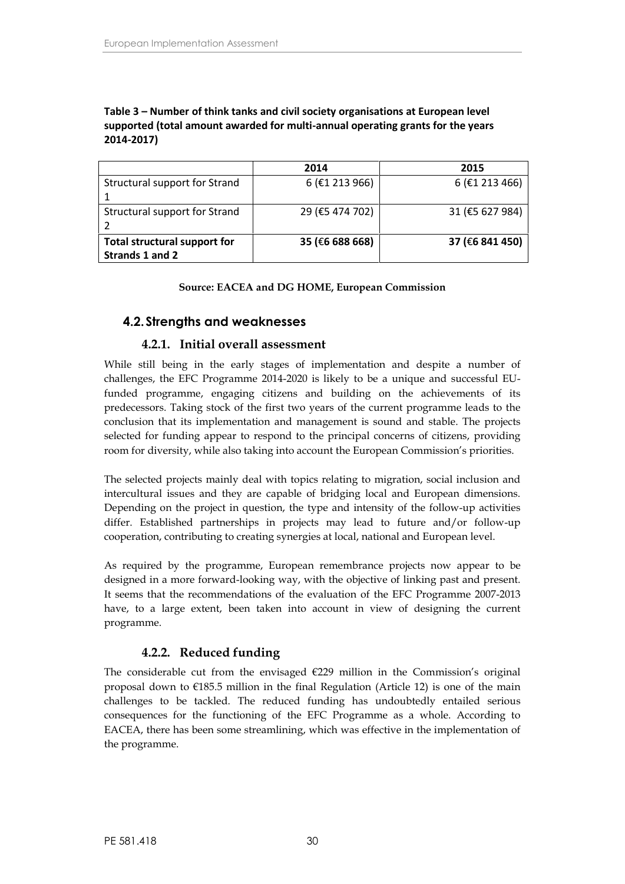**Table 3 – Number of think tanks and civil society organisations at European level supported (total amount awarded for multi-annual operating grants for the years 2014-2017)**

| | 2014 | 2015 |
|---|---|---|
| Structural support for Strand 1 | 6 (€1 213 966) | 6 (€1 213 466) |
| Structural support for Strand 2 | 29 (€5 474 702) | 31 (€5 627 984) |
| **Total structural support for Strands 1 and 2** | **35 (€6 688 668)** | **37 (€6 841 450)** |

**Source: EACEA and DG HOME, European Commission**

## 4.2. Strengths and weaknesses

### 4.2.1. Initial overall assessment

While still being in the early stages of implementation and despite a number of challenges, the EFC Programme 2014-2020 is likely to be a unique and successful EU-funded programme, engaging citizens and building on the achievements of its predecessors. Taking stock of the first two years of the current programme leads to the conclusion that its implementation and management is sound and stable. The projects selected for funding appear to respond to the principal concerns of citizens, providing room for diversity, while also taking into account the European Commission's priorities.

The selected projects mainly deal with topics relating to migration, social inclusion and intercultural issues and they are capable of bridging local and European dimensions. Depending on the project in question, the type and intensity of the follow-up activities differ. Established partnerships in projects may lead to future and/or follow-up cooperation, contributing to creating synergies at local, national and European level.

As required by the programme, European remembrance projects now appear to be designed in a more forward-looking way, with the objective of linking past and present. It seems that the recommendations of the evaluation of the EFC Programme 2007-2013 have, to a large extent, been taken into account in view of designing the current programme.

### 4.2.2. Reduced funding

The considerable cut from the envisaged €229 million in the Commission's original proposal down to €185.5 million in the final Regulation (Article 12) is one of the main challenges to be tackled. The reduced funding has undoubtedly entailed serious consequences for the functioning of the EFC Programme as a whole. According to EACEA, there has been some streamlining, which was effective in the implementation of the programme.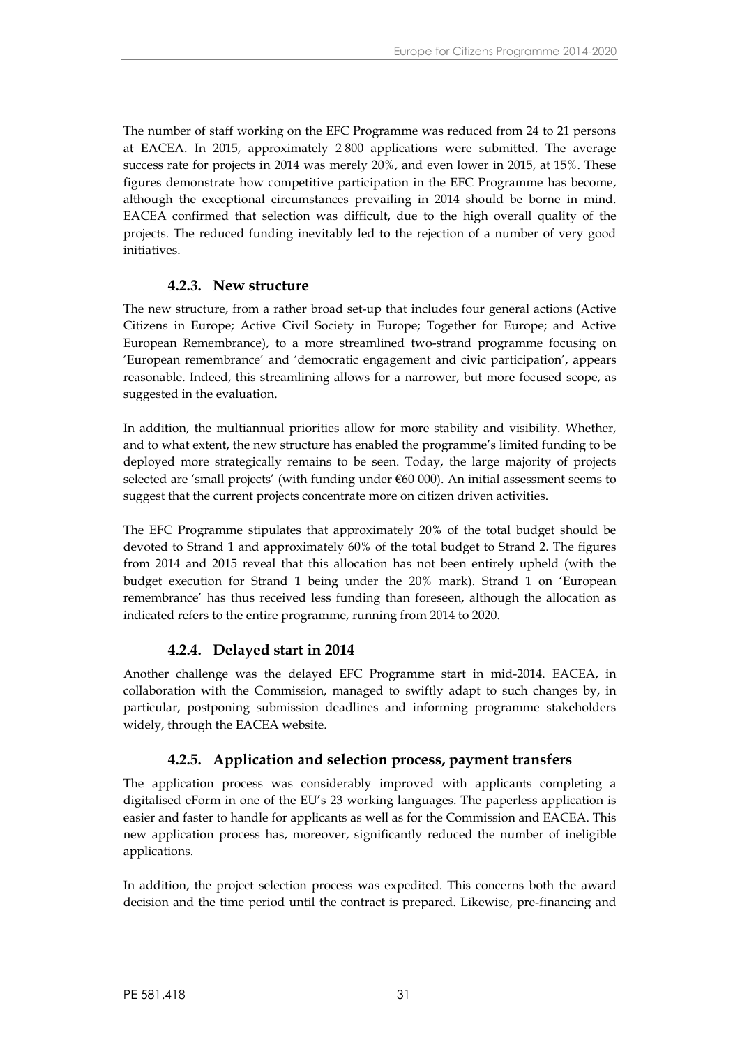The number of staff working on the EFC Programme was reduced from 24 to 21 persons at EACEA. In 2015, approximately 2 800 applications were submitted. The average success rate for projects in 2014 was merely 20%, and even lower in 2015, at 15%. These figures demonstrate how competitive participation in the EFC Programme has become, although the exceptional circumstances prevailing in 2014 should be borne in mind. EACEA confirmed that selection was difficult, due to the high overall quality of the projects. The reduced funding inevitably led to the rejection of a number of very good initiatives.

### 4.2.3. New structure

The new structure, from a rather broad set-up that includes four general actions (Active Citizens in Europe; Active Civil Society in Europe; Together for Europe; and Active European Remembrance), to a more streamlined two-strand programme focusing on 'European remembrance' and 'democratic engagement and civic participation', appears reasonable. Indeed, this streamlining allows for a narrower, but more focused scope, as suggested in the evaluation.

In addition, the multiannual priorities allow for more stability and visibility. Whether, and to what extent, the new structure has enabled the programme's limited funding to be deployed more strategically remains to be seen. Today, the large majority of projects selected are 'small projects' (with funding under €60 000). An initial assessment seems to suggest that the current projects concentrate more on citizen driven activities.

The EFC Programme stipulates that approximately 20% of the total budget should be devoted to Strand 1 and approximately 60% of the total budget to Strand 2. The figures from 2014 and 2015 reveal that this allocation has not been entirely upheld (with the budget execution for Strand 1 being under the 20% mark). Strand 1 on 'European remembrance' has thus received less funding than foreseen, although the allocation as indicated refers to the entire programme, running from 2014 to 2020.

### 4.2.4. Delayed start in 2014

Another challenge was the delayed EFC Programme start in mid-2014. EACEA, in collaboration with the Commission, managed to swiftly adapt to such changes by, in particular, postponing submission deadlines and informing programme stakeholders widely, through the EACEA website.

### 4.2.5. Application and selection process, payment transfers

The application process was considerably improved with applicants completing a digitalised eForm in one of the EU's 23 working languages. The paperless application is easier and faster to handle for applicants as well as for the Commission and EACEA. This new application process has, moreover, significantly reduced the number of ineligible applications.

In addition, the project selection process was expedited. This concerns both the award decision and the time period until the contract is prepared. Likewise, pre-financing and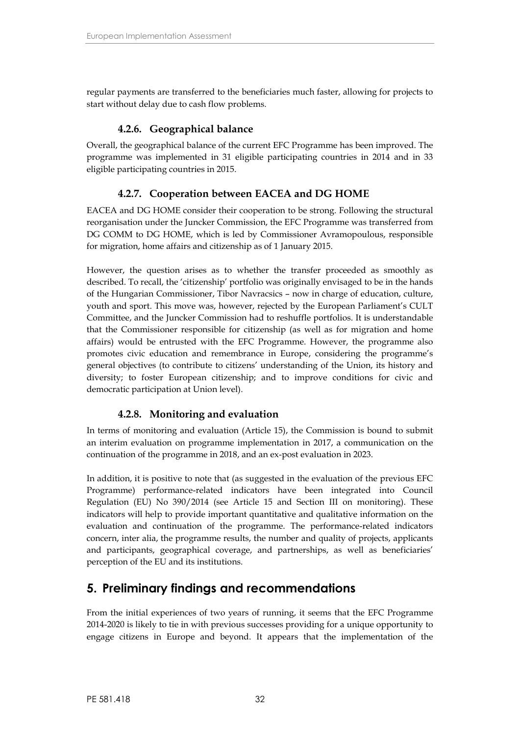regular payments are transferred to the beneficiaries much faster, allowing for projects to start without delay due to cash flow problems.

### 4.2.6. Geographical balance

Overall, the geographical balance of the current EFC Programme has been improved. The programme was implemented in 31 eligible participating countries in 2014 and in 33 eligible participating countries in 2015.

### 4.2.7. Cooperation between EACEA and DG HOME

EACEA and DG HOME consider their cooperation to be strong. Following the structural reorganisation under the Juncker Commission, the EFC Programme was transferred from DG COMM to DG HOME, which is led by Commissioner Avramopoulous, responsible for migration, home affairs and citizenship as of 1 January 2015.

However, the question arises as to whether the transfer proceeded as smoothly as described. To recall, the 'citizenship' portfolio was originally envisaged to be in the hands of the Hungarian Commissioner, Tibor Navracsics – now in charge of education, culture, youth and sport. This move was, however, rejected by the European Parliament's CULT Committee, and the Juncker Commission had to reshuffle portfolios. It is understandable that the Commissioner responsible for citizenship (as well as for migration and home affairs) would be entrusted with the EFC Programme. However, the programme also promotes civic education and remembrance in Europe, considering the programme's general objectives (to contribute to citizens' understanding of the Union, its history and diversity; to foster European citizenship; and to improve conditions for civic and democratic participation at Union level).

### 4.2.8. Monitoring and evaluation

In terms of monitoring and evaluation (Article 15), the Commission is bound to submit an interim evaluation on programme implementation in 2017, a communication on the continuation of the programme in 2018, and an ex-post evaluation in 2023.

In addition, it is positive to note that (as suggested in the evaluation of the previous EFC Programme) performance-related indicators have been integrated into Council Regulation (EU) No 390/2014 (see Article 15 and Section III on monitoring). These indicators will help to provide important quantitative and qualitative information on the evaluation and continuation of the programme. The performance-related indicators concern, inter alia, the programme results, the number and quality of projects, applicants and participants, geographical coverage, and partnerships, as well as beneficiaries' perception of the EU and its institutions.

## 5. Preliminary findings and recommendations

From the initial experiences of two years of running, it seems that the EFC Programme 2014-2020 is likely to tie in with previous successes providing for a unique opportunity to engage citizens in Europe and beyond. It appears that the implementation of the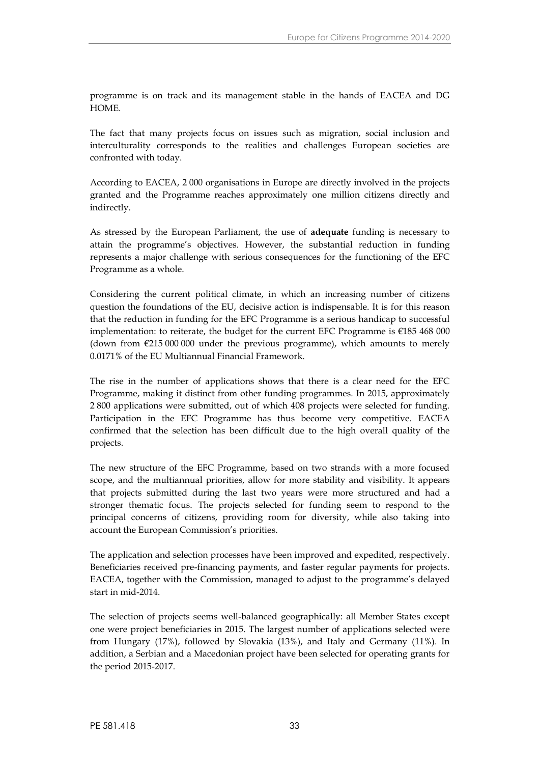programme is on track and its management stable in the hands of EACEA and DG HOME.

The fact that many projects focus on issues such as migration, social inclusion and interculturality corresponds to the realities and challenges European societies are confronted with today.

According to EACEA, 2 000 organisations in Europe are directly involved in the projects granted and the Programme reaches approximately one million citizens directly and indirectly.

As stressed by the European Parliament, the use of **adequate** funding is necessary to attain the programme's objectives. However, the substantial reduction in funding represents a major challenge with serious consequences for the functioning of the EFC Programme as a whole.

Considering the current political climate, in which an increasing number of citizens question the foundations of the EU, decisive action is indispensable. It is for this reason that the reduction in funding for the EFC Programme is a serious handicap to successful implementation: to reiterate, the budget for the current EFC Programme is €185 468 000 (down from €215 000 000 under the previous programme), which amounts to merely 0.0171% of the EU Multiannual Financial Framework.

The rise in the number of applications shows that there is a clear need for the EFC Programme, making it distinct from other funding programmes. In 2015, approximately 2 800 applications were submitted, out of which 408 projects were selected for funding. Participation in the EFC Programme has thus become very competitive. EACEA confirmed that the selection has been difficult due to the high overall quality of the projects.

The new structure of the EFC Programme, based on two strands with a more focused scope, and the multiannual priorities, allow for more stability and visibility. It appears that projects submitted during the last two years were more structured and had a stronger thematic focus. The projects selected for funding seem to respond to the principal concerns of citizens, providing room for diversity, while also taking into account the European Commission's priorities.

The application and selection processes have been improved and expedited, respectively. Beneficiaries received pre-financing payments, and faster regular payments for projects. EACEA, together with the Commission, managed to adjust to the programme's delayed start in mid-2014.

The selection of projects seems well-balanced geographically: all Member States except one were project beneficiaries in 2015. The largest number of applications selected were from Hungary (17%), followed by Slovakia (13%), and Italy and Germany (11%). In addition, a Serbian and a Macedonian project have been selected for operating grants for the period 2015-2017.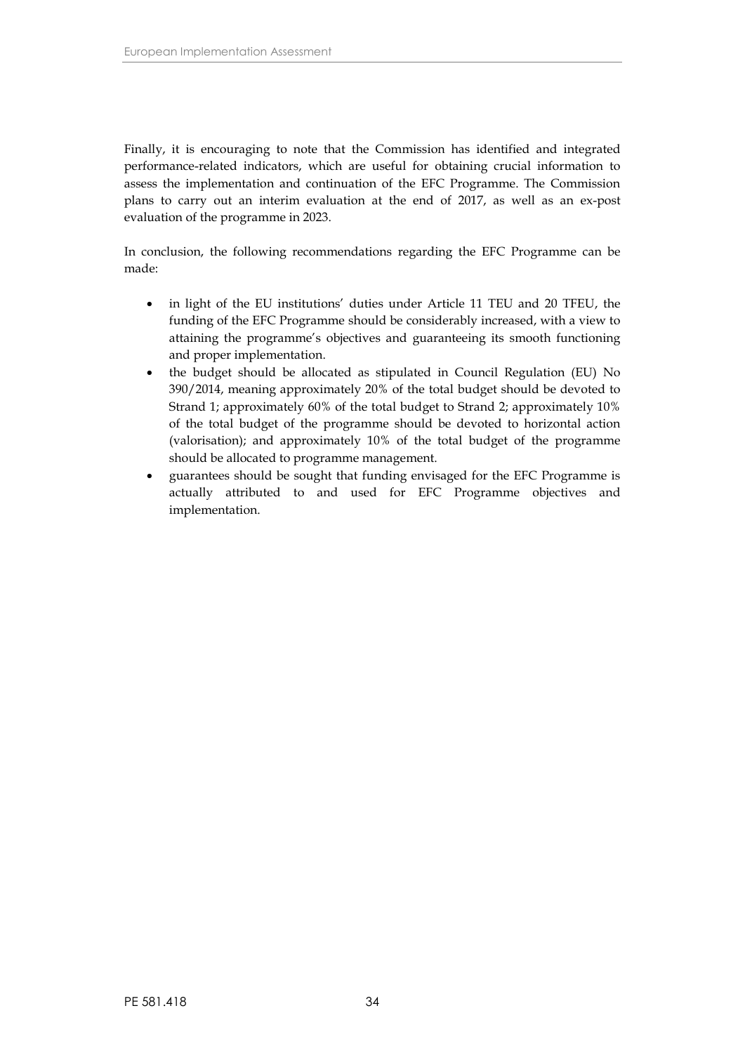Finally, it is encouraging to note that the Commission has identified and integrated performance-related indicators, which are useful for obtaining crucial information to assess the implementation and continuation of the EFC Programme. The Commission plans to carry out an interim evaluation at the end of 2017, as well as an ex-post evaluation of the programme in 2023.

In conclusion, the following recommendations regarding the EFC Programme can be made:

- in light of the EU institutions' duties under Article 11 TEU and 20 TFEU, the funding of the EFC Programme should be considerably increased, with a view to attaining the programme's objectives and guaranteeing its smooth functioning and proper implementation.
- the budget should be allocated as stipulated in Council Regulation (EU) No 390/2014, meaning approximately 20% of the total budget should be devoted to Strand 1; approximately 60% of the total budget to Strand 2; approximately 10% of the total budget of the programme should be devoted to horizontal action (valorisation); and approximately 10% of the total budget of the programme should be allocated to programme management.
- guarantees should be sought that funding envisaged for the EFC Programme is actually attributed to and used for EFC Programme objectives and implementation.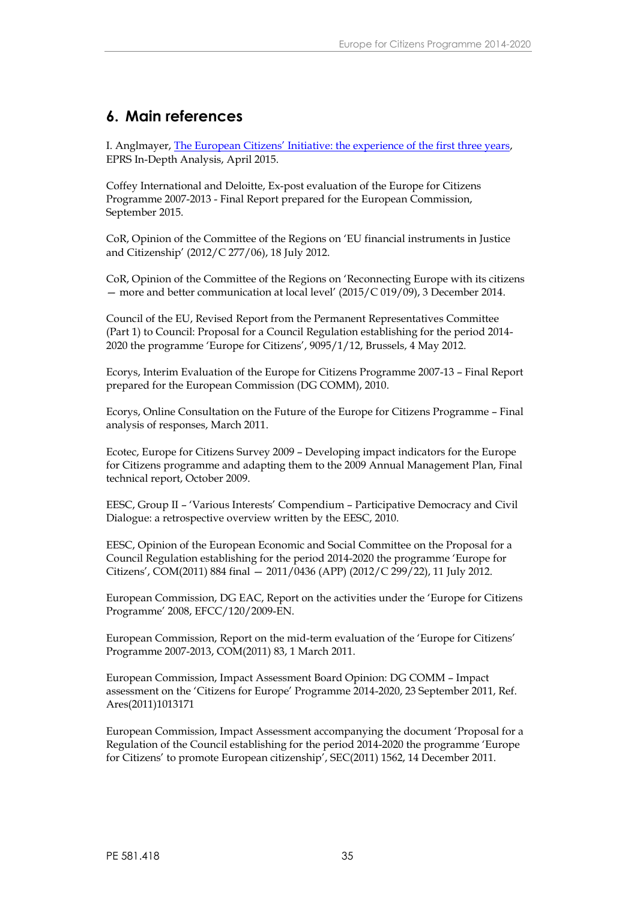## 6. Main references

I. Anglmayer, The European Citizens' Initiative: the experience of the first three years, EPRS In-Depth Analysis, April 2015.

Coffey International and Deloitte, Ex-post evaluation of the Europe for Citizens Programme 2007-2013 - Final Report prepared for the European Commission, September 2015.

CoR, Opinion of the Committee of the Regions on 'EU financial instruments in Justice and Citizenship' (2012/C 277/06), 18 July 2012.

CoR, Opinion of the Committee of the Regions on 'Reconnecting Europe with its citizens — more and better communication at local level' (2015/C 019/09), 3 December 2014.

Council of the EU, Revised Report from the Permanent Representatives Committee (Part 1) to Council: Proposal for a Council Regulation establishing for the period 2014-2020 the programme 'Europe for Citizens', 9095/1/12, Brussels, 4 May 2012.

Ecorys, Interim Evaluation of the Europe for Citizens Programme 2007-13 – Final Report prepared for the European Commission (DG COMM), 2010.

Ecorys, Online Consultation on the Future of the Europe for Citizens Programme – Final analysis of responses, March 2011.

Ecotec, Europe for Citizens Survey 2009 – Developing impact indicators for the Europe for Citizens programme and adapting them to the 2009 Annual Management Plan, Final technical report, October 2009.

EESC, Group II – 'Various Interests' Compendium – Participative Democracy and Civil Dialogue: a retrospective overview written by the EESC, 2010.

EESC, Opinion of the European Economic and Social Committee on the Proposal for a Council Regulation establishing for the period 2014-2020 the programme 'Europe for Citizens', COM(2011) 884 final — 2011/0436 (APP) (2012/C 299/22), 11 July 2012.

European Commission, DG EAC, Report on the activities under the 'Europe for Citizens Programme' 2008, EFCC/120/2009-EN.

European Commission, Report on the mid-term evaluation of the 'Europe for Citizens' Programme 2007-2013, COM(2011) 83, 1 March 2011.

European Commission, Impact Assessment Board Opinion: DG COMM – Impact assessment on the 'Citizens for Europe' Programme 2014-2020, 23 September 2011, Ref. Ares(2011)1013171

European Commission, Impact Assessment accompanying the document 'Proposal for a Regulation of the Council establishing for the period 2014-2020 the programme 'Europe for Citizens' to promote European citizenship', SEC(2011) 1562, 14 December 2011.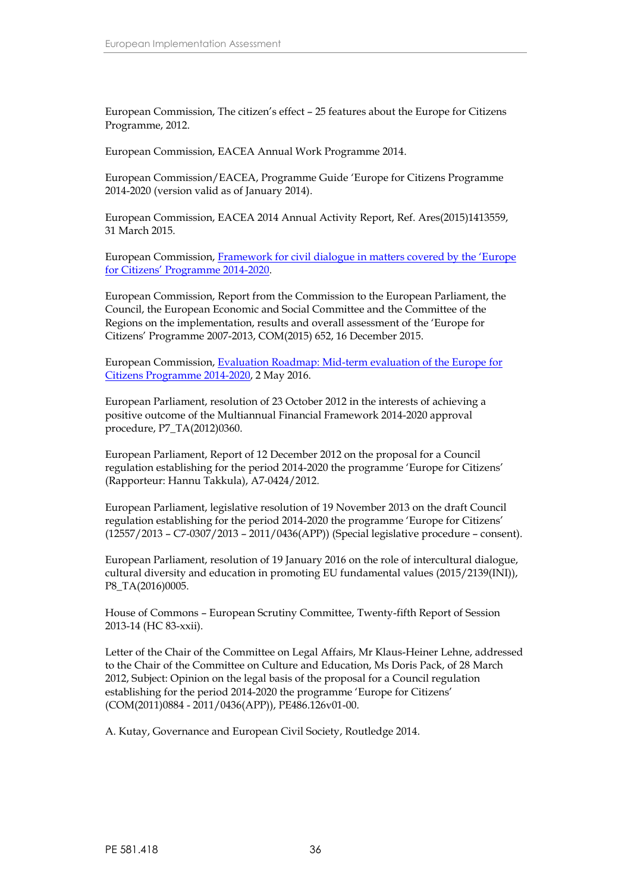European Commission, The citizen's effect – 25 features about the Europe for Citizens Programme, 2012.

European Commission, EACEA Annual Work Programme 2014.

European Commission/EACEA, Programme Guide 'Europe for Citizens Programme 2014-2020 (version valid as of January 2014).

European Commission, EACEA 2014 Annual Activity Report, Ref. Ares(2015)1413559, 31 March 2015.

European Commission, Framework for civil dialogue in matters covered by the 'Europe for Citizens' Programme 2014-2020.

European Commission, Report from the Commission to the European Parliament, the Council, the European Economic and Social Committee and the Committee of the Regions on the implementation, results and overall assessment of the 'Europe for Citizens' Programme 2007-2013, COM(2015) 652, 16 December 2015.

European Commission, Evaluation Roadmap: Mid-term evaluation of the Europe for Citizens Programme 2014-2020, 2 May 2016.

European Parliament, resolution of 23 October 2012 in the interests of achieving a positive outcome of the Multiannual Financial Framework 2014-2020 approval procedure, P7_TA(2012)0360.

European Parliament, Report of 12 December 2012 on the proposal for a Council regulation establishing for the period 2014-2020 the programme 'Europe for Citizens' (Rapporteur: Hannu Takkula), A7-0424/2012.

European Parliament, legislative resolution of 19 November 2013 on the draft Council regulation establishing for the period 2014-2020 the programme 'Europe for Citizens' (12557/2013 – C7-0307/2013 – 2011/0436(APP)) (Special legislative procedure – consent).

European Parliament, resolution of 19 January 2016 on the role of intercultural dialogue, cultural diversity and education in promoting EU fundamental values (2015/2139(INI)), P8_TA(2016)0005.

House of Commons – European Scrutiny Committee, Twenty-fifth Report of Session 2013-14 (HC 83-xxii).

Letter of the Chair of the Committee on Legal Affairs, Mr Klaus-Heiner Lehne, addressed to the Chair of the Committee on Culture and Education, Ms Doris Pack, of 28 March 2012, Subject: Opinion on the legal basis of the proposal for a Council regulation establishing for the period 2014-2020 the programme 'Europe for Citizens' (COM(2011)0884 - 2011/0436(APP)), PE486.126v01-00.

A. Kutay, Governance and European Civil Society, Routledge 2014.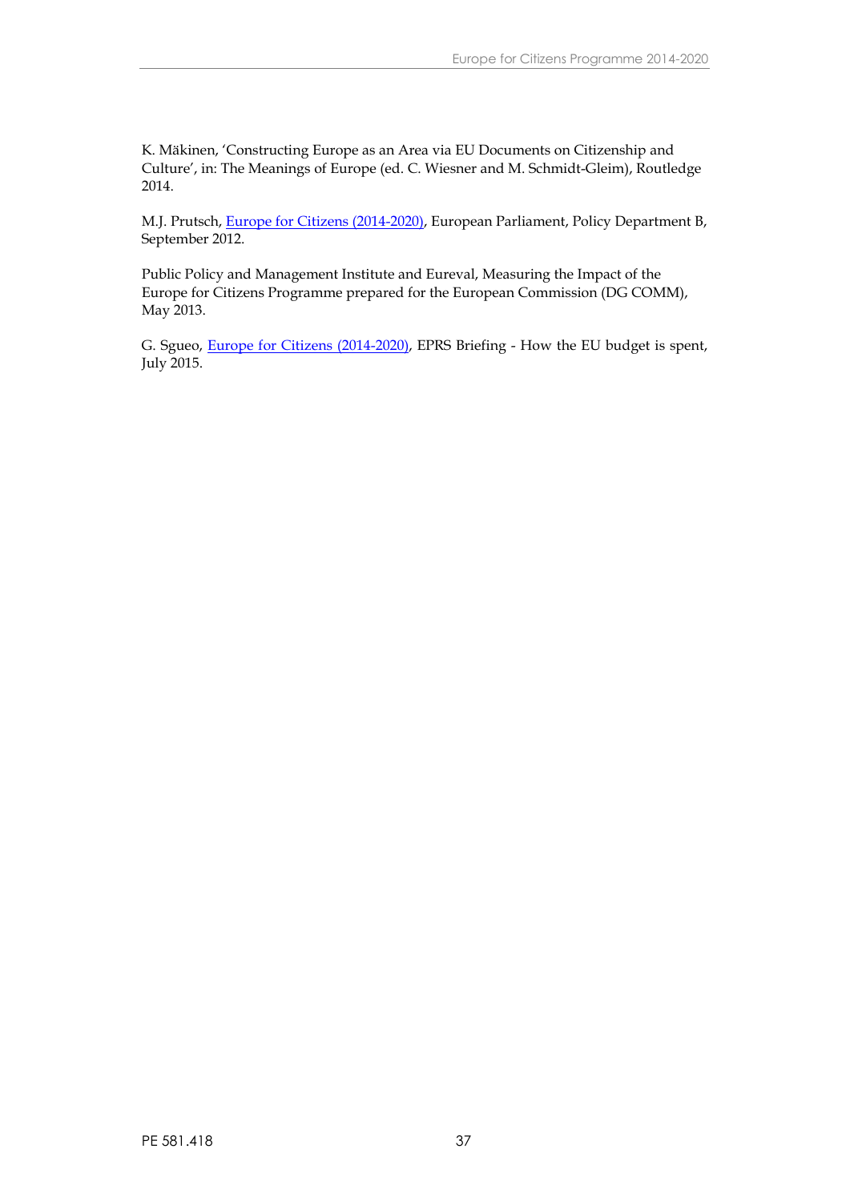K. Mäkinen, 'Constructing Europe as an Area via EU Documents on Citizenship and Culture', in: The Meanings of Europe (ed. C. Wiesner and M. Schmidt-Gleim), Routledge 2014.

M.J. Prutsch, Europe for Citizens (2014-2020), European Parliament, Policy Department B, September 2012.

Public Policy and Management Institute and Eureval, Measuring the Impact of the Europe for Citizens Programme prepared for the European Commission (DG COMM), May 2013.

G. Sgueo, Europe for Citizens (2014-2020), EPRS Briefing - How the EU budget is spent, July 2015.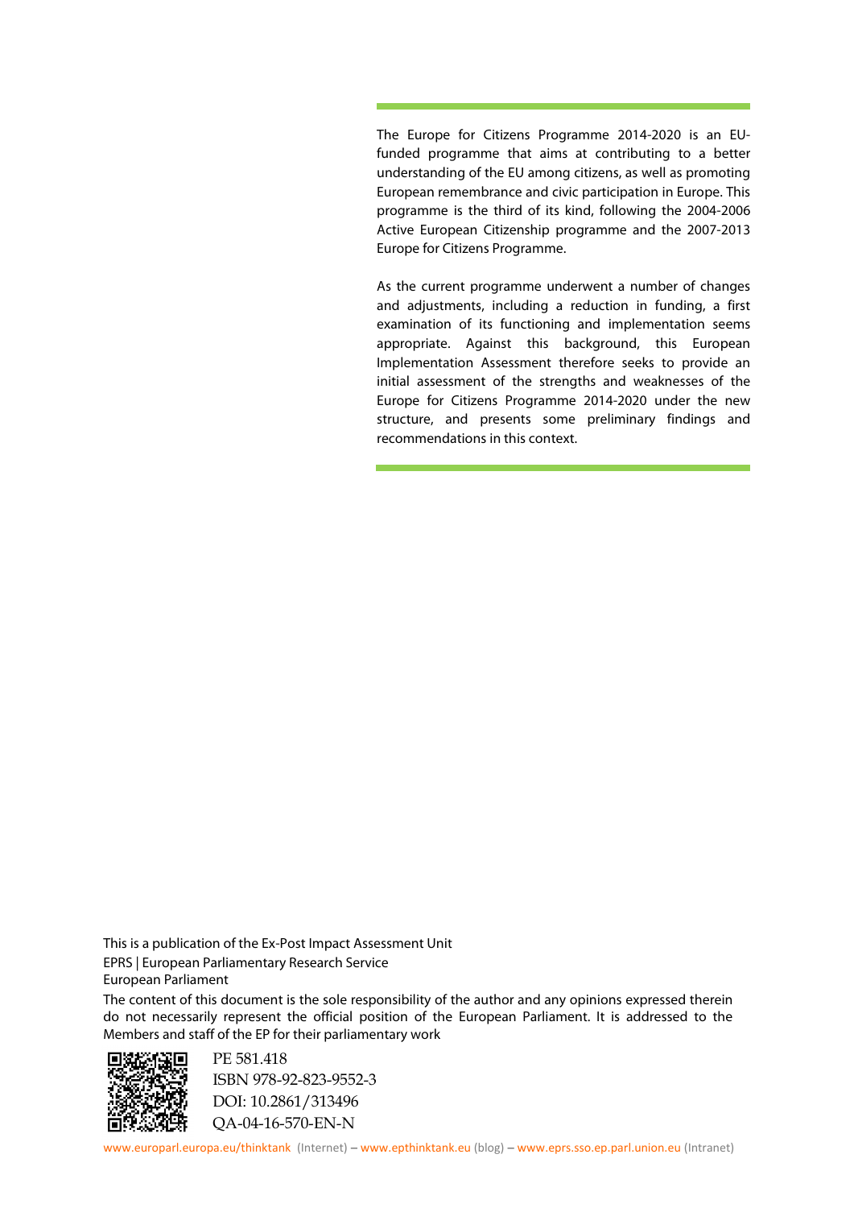The Europe for Citizens Programme 2014-2020 is an EU-funded programme that aims at contributing to a better understanding of the EU among citizens, as well as promoting European remembrance and civic participation in Europe. This programme is the third of its kind, following the 2004-2006 Active European Citizenship programme and the 2007-2013 Europe for Citizens Programme.

As the current programme underwent a number of changes and adjustments, including a reduction in funding, a first examination of its functioning and implementation seems appropriate. Against this background, this European Implementation Assessment therefore seeks to provide an initial assessment of the strengths and weaknesses of the Europe for Citizens Programme 2014-2020 under the new structure, and presents some preliminary findings and recommendations in this context.

This is a publication of the Ex-Post Impact Assessment Unit
EPRS | European Parliamentary Research Service
European Parliament

The content of this document is the sole responsibility of the author and any opinions expressed therein do not necessarily represent the official position of the European Parliament. It is addressed to the Members and staff of the EP for their parliamentary work

PE 581.418
ISBN 978-92-823-9552-3
DOI: 10.2861/313496
QA-04-16-570-EN-N

www.europarl.europa.eu/thinktank (Internet) – www.epthinktank.eu (blog) – www.eprs.sso.ep.parl.union.eu (Intranet)